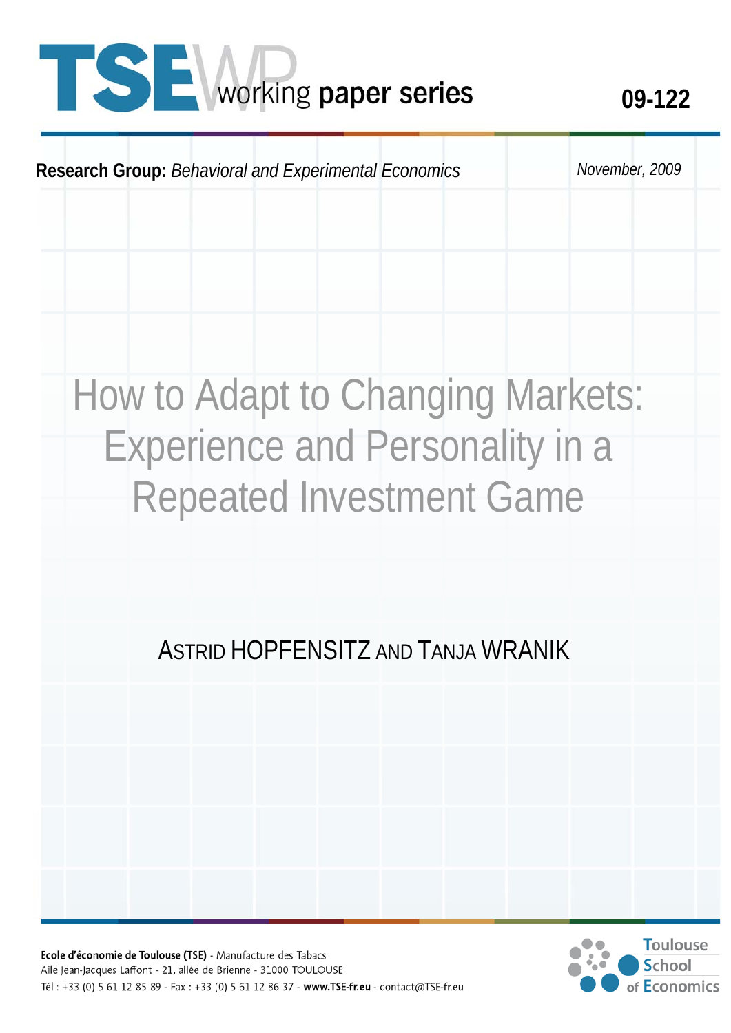# TSE working paper series

09-122

**Research Group:** *Behavioral and Experimental Economics*

*November, 2009*

# How to Adapt to Changing Markets: Experience and Personality in a Repeated Investment Game

ASTRID HOPFENSITZ AND TANJA WRANIK

**Ecole d'économie de Toulouse (TSE)** - Manufacture des Tabacs
Aile Jean-Jacques Laffont - 21, allée de Brienne - 31000 TOULOUSE
Tél : +33 (0) 5 61 12 85 89 - Fax : +33 (0) 5 61 12 86 37 - **www.TSE-fr.eu** - contact@TSE-fr.eu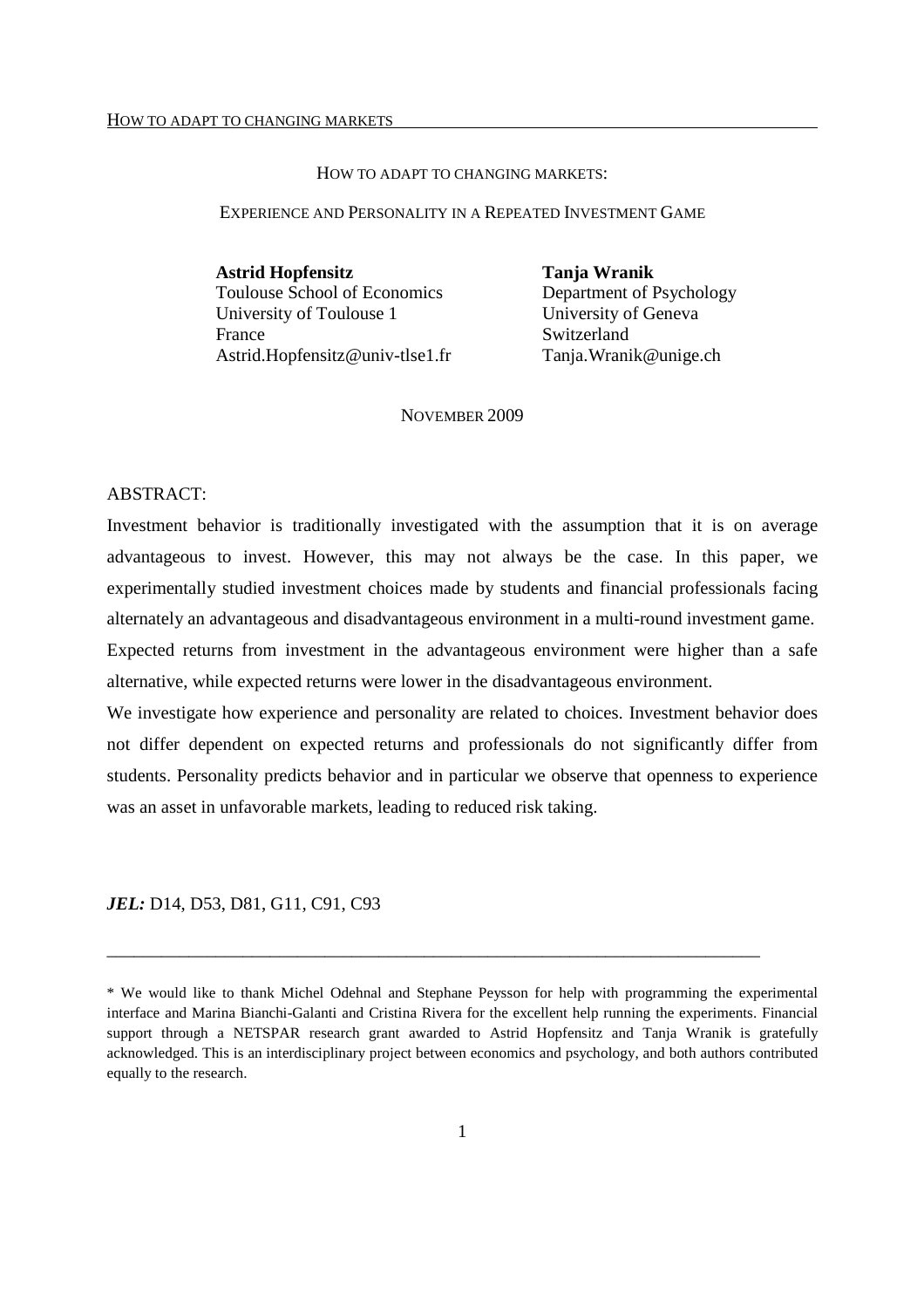HOW TO ADAPT TO CHANGING MARKETS:

EXPERIENCE AND PERSONALITY IN A REPEATED INVESTMENT GAME

**Astrid Hopfensitz**
Toulouse School of Economics
University of Toulouse 1
France
Astrid.Hopfensitz@univ-tlse1.fr

**Tanja Wranik**
Department of Psychology
University of Geneva
Switzerland
Tanja.Wranik@unige.ch

NOVEMBER 2009

ABSTRACT:

Investment behavior is traditionally investigated with the assumption that it is on average advantageous to invest. However, this may not always be the case. In this paper, we experimentally studied investment choices made by students and financial professionals facing alternately an advantageous and disadvantageous environment in a multi-round investment game. Expected returns from investment in the advantageous environment were higher than a safe alternative, while expected returns were lower in the disadvantageous environment.

We investigate how experience and personality are related to choices. Investment behavior does not differ dependent on expected returns and professionals do not significantly differ from students. Personality predicts behavior and in particular we observe that openness to experience was an asset in unfavorable markets, leading to reduced risk taking.

***JEL:*** D14, D53, D81, G11, C91, C93

---

\* We would like to thank Michel Odehnal and Stephane Peysson for help with programming the experimental interface and Marina Bianchi-Galanti and Cristina Rivera for the excellent help running the experiments. Financial support through a NETSPAR research grant awarded to Astrid Hopfensitz and Tanja Wranik is gratefully acknowledged. This is an interdisciplinary project between economics and psychology, and both authors contributed equally to the research.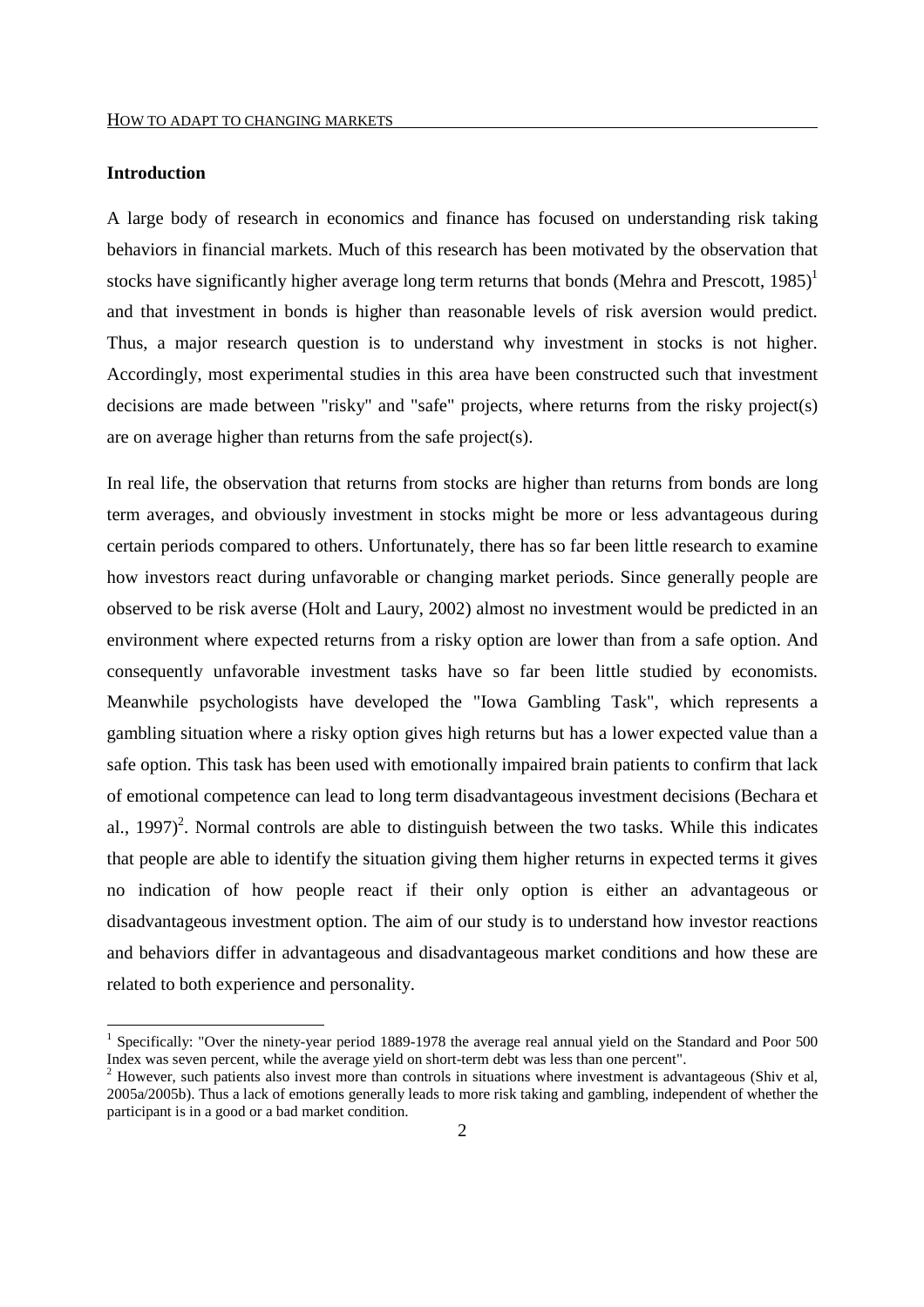## Introduction

A large body of research in economics and finance has focused on understanding risk taking behaviors in financial markets. Much of this research has been motivated by the observation that stocks have significantly higher average long term returns that bonds (Mehra and Prescott, 1985)[1] and that investment in bonds is higher than reasonable levels of risk aversion would predict. Thus, a major research question is to understand why investment in stocks is not higher. Accordingly, most experimental studies in this area have been constructed such that investment decisions are made between "risky" and "safe" projects, where returns from the risky project(s) are on average higher than returns from the safe project(s).

In real life, the observation that returns from stocks are higher than returns from bonds are long term averages, and obviously investment in stocks might be more or less advantageous during certain periods compared to others. Unfortunately, there has so far been little research to examine how investors react during unfavorable or changing market periods. Since generally people are observed to be risk averse (Holt and Laury, 2002) almost no investment would be predicted in an environment where expected returns from a risky option are lower than from a safe option. And consequently unfavorable investment tasks have so far been little studied by economists. Meanwhile psychologists have developed the "Iowa Gambling Task", which represents a gambling situation where a risky option gives high returns but has a lower expected value than a safe option. This task has been used with emotionally impaired brain patients to confirm that lack of emotional competence can lead to long term disadvantageous investment decisions (Bechara et al., 1997)[2]. Normal controls are able to distinguish between the two tasks. While this indicates that people are able to identify the situation giving them higher returns in expected terms it gives no indication of how people react if their only option is either an advantageous or disadvantageous investment option. The aim of our study is to understand how investor reactions and behaviors differ in advantageous and disadvantageous market conditions and how these are related to both experience and personality.

[1] Specifically: "Over the ninety-year period 1889-1978 the average real annual yield on the Standard and Poor 500 Index was seven percent, while the average yield on short-term debt was less than one percent".

[2] However, such patients also invest more than controls in situations where investment is advantageous (Shiv et al, 2005a/2005b). Thus a lack of emotions generally leads to more risk taking and gambling, independent of whether the participant is in a good or a bad market condition.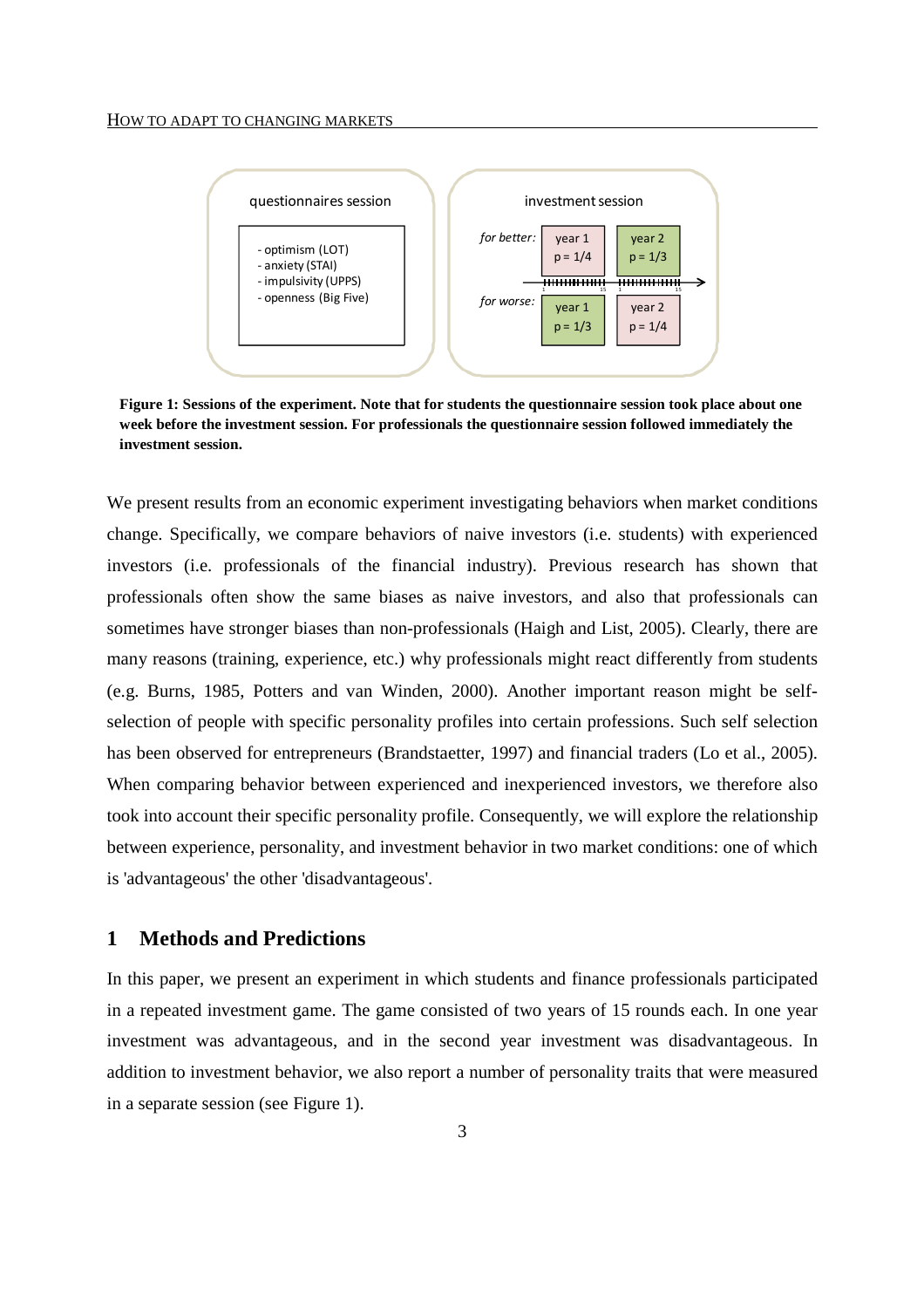**Figure 1: Sessions of the experiment. Note that for students the questionnaire session took place about one week before the investment session. For professionals the questionnaire session followed immediately the investment session.**

We present results from an economic experiment investigating behaviors when market conditions change. Specifically, we compare behaviors of naive investors (i.e. students) with experienced investors (i.e. professionals of the financial industry). Previous research has shown that professionals often show the same biases as naive investors, and also that professionals can sometimes have stronger biases than non-professionals (Haigh and List, 2005). Clearly, there are many reasons (training, experience, etc.) why professionals might react differently from students (e.g. Burns, 1985, Potters and van Winden, 2000). Another important reason might be self-selection of people with specific personality profiles into certain professions. Such self selection has been observed for entrepreneurs (Brandstaetter, 1997) and financial traders (Lo et al., 2005). When comparing behavior between experienced and inexperienced investors, we therefore also took into account their specific personality profile. Consequently, we will explore the relationship between experience, personality, and investment behavior in two market conditions: one of which is 'advantageous' the other 'disadvantageous'.

## 1 Methods and Predictions

In this paper, we present an experiment in which students and finance professionals participated in a repeated investment game. The game consisted of two years of 15 rounds each. In one year investment was advantageous, and in the second year investment was disadvantageous. In addition to investment behavior, we also report a number of personality traits that were measured in a separate session (see Figure 1).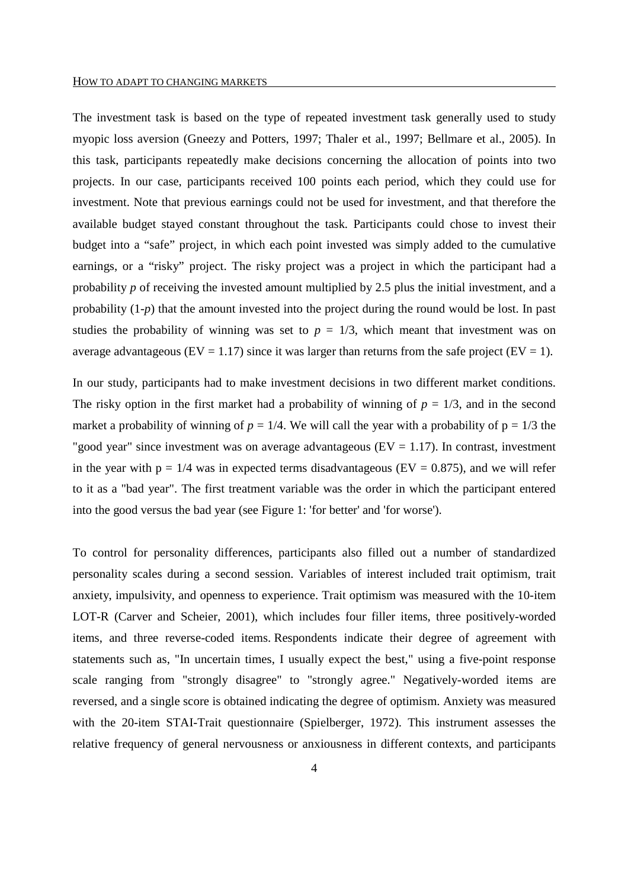The investment task is based on the type of repeated investment task generally used to study myopic loss aversion (Gneezy and Potters, 1997; Thaler et al., 1997; Bellmare et al., 2005). In this task, participants repeatedly make decisions concerning the allocation of points into two projects. In our case, participants received 100 points each period, which they could use for investment. Note that previous earnings could not be used for investment, and that therefore the available budget stayed constant throughout the task. Participants could chose to invest their budget into a "safe" project, in which each point invested was simply added to the cumulative earnings, or a "risky" project. The risky project was a project in which the participant had a probability $p$ of receiving the invested amount multiplied by 2.5 plus the initial investment, and a probability ($1-p$) that the amount invested into the project during the round would be lost. In past studies the probability of winning was set to $p = 1/3$, which meant that investment was on average advantageous (EV = 1.17) since it was larger than returns from the safe project (EV = 1).

In our study, participants had to make investment decisions in two different market conditions. The risky option in the first market had a probability of winning of $p = 1/3$, and in the second market a probability of winning of $p = 1/4$. We will call the year with a probability of $p = 1/3$ the "good year" since investment was on average advantageous (EV = 1.17). In contrast, investment in the year with $p = 1/4$ was in expected terms disadvantageous (EV = 0.875), and we will refer to it as a "bad year". The first treatment variable was the order in which the participant entered into the good versus the bad year (see Figure 1: 'for better' and 'for worse').

To control for personality differences, participants also filled out a number of standardized personality scales during a second session. Variables of interest included trait optimism, trait anxiety, impulsivity, and openness to experience. Trait optimism was measured with the 10-item LOT-R (Carver and Scheier, 2001), which includes four filler items, three positively-worded items, and three reverse-coded items. Respondents indicate their degree of agreement with statements such as, "In uncertain times, I usually expect the best," using a five-point response scale ranging from "strongly disagree" to "strongly agree." Negatively-worded items are reversed, and a single score is obtained indicating the degree of optimism. Anxiety was measured with the 20-item STAI-Trait questionnaire (Spielberger, 1972). This instrument assesses the relative frequency of general nervousness or anxiousness in different contexts, and participants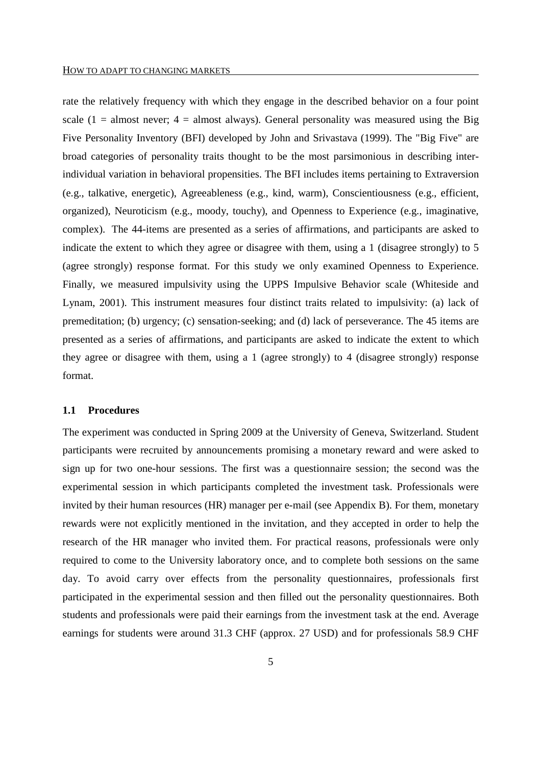rate the relatively frequency with which they engage in the described behavior on a four point scale (1 = almost never; 4 = almost always). General personality was measured using the Big Five Personality Inventory (BFI) developed by John and Srivastava (1999). The "Big Five" are broad categories of personality traits thought to be the most parsimonious in describing inter-individual variation in behavioral propensities. The BFI includes items pertaining to Extraversion (e.g., talkative, energetic), Agreeableness (e.g., kind, warm), Conscientiousness (e.g., efficient, organized), Neuroticism (e.g., moody, touchy), and Openness to Experience (e.g., imaginative, complex). The 44-items are presented as a series of affirmations, and participants are asked to indicate the extent to which they agree or disagree with them, using a 1 (disagree strongly) to 5 (agree strongly) response format. For this study we only examined Openness to Experience. Finally, we measured impulsivity using the UPPS Impulsive Behavior scale (Whiteside and Lynam, 2001). This instrument measures four distinct traits related to impulsivity: (a) lack of premeditation; (b) urgency; (c) sensation-seeking; and (d) lack of perseverance. The 45 items are presented as a series of affirmations, and participants are asked to indicate the extent to which they agree or disagree with them, using a 1 (agree strongly) to 4 (disagree strongly) response format.

### 1.1 Procedures

The experiment was conducted in Spring 2009 at the University of Geneva, Switzerland. Student participants were recruited by announcements promising a monetary reward and were asked to sign up for two one-hour sessions. The first was a questionnaire session; the second was the experimental session in which participants completed the investment task. Professionals were invited by their human resources (HR) manager per e-mail (see Appendix B). For them, monetary rewards were not explicitly mentioned in the invitation, and they accepted in order to help the research of the HR manager who invited them. For practical reasons, professionals were only required to come to the University laboratory once, and to complete both sessions on the same day. To avoid carry over effects from the personality questionnaires, professionals first participated in the experimental session and then filled out the personality questionnaires. Both students and professionals were paid their earnings from the investment task at the end. Average earnings for students were around 31.3 CHF (approx. 27 USD) and for professionals 58.9 CHF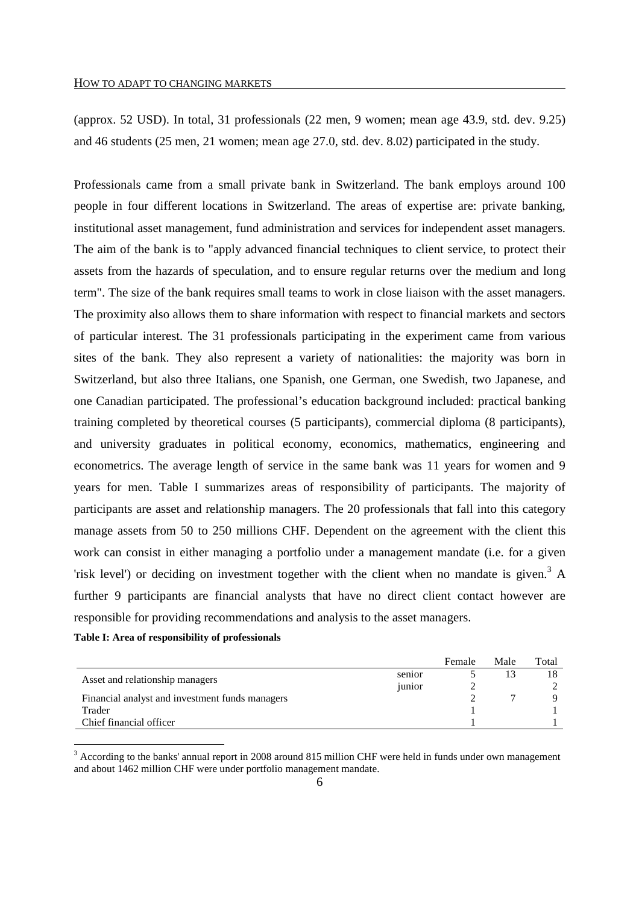(approx. 52 USD). In total, 31 professionals (22 men, 9 women; mean age 43.9, std. dev. 9.25) and 46 students (25 men, 21 women; mean age 27.0, std. dev. 8.02) participated in the study.

Professionals came from a small private bank in Switzerland. The bank employs around 100 people in four different locations in Switzerland. The areas of expertise are: private banking, institutional asset management, fund administration and services for independent asset managers. The aim of the bank is to "apply advanced financial techniques to client service, to protect their assets from the hazards of speculation, and to ensure regular returns over the medium and long term". The size of the bank requires small teams to work in close liaison with the asset managers. The proximity also allows them to share information with respect to financial markets and sectors of particular interest. The 31 professionals participating in the experiment came from various sites of the bank. They also represent a variety of nationalities: the majority was born in Switzerland, but also three Italians, one Spanish, one German, one Swedish, two Japanese, and one Canadian participated. The professional's education background included: practical banking training completed by theoretical courses (5 participants), commercial diploma (8 participants), and university graduates in political economy, economics, mathematics, engineering and econometrics. The average length of service in the same bank was 11 years for women and 9 years for men. Table I summarizes areas of responsibility of participants. The majority of participants are asset and relationship managers. The 20 professionals that fall into this category manage assets from 50 to 250 millions CHF. Dependent on the agreement with the client this work can consist in either managing a portfolio under a management mandate (i.e. for a given 'risk level') or deciding on investment together with the client when no mandate is given.[3] A further 9 participants are financial analysts that have no direct client contact however are responsible for providing recommendations and analysis to the asset managers.

**Table I: Area of responsibility of professionals**

| | | Female | Male | Total |
|---|---|---|---|---|
| Asset and relationship managers | senior | 5 | 13 | 18 |
| | junior | 2 | | 2 |
| Financial analyst and investment funds managers | | 2 | 7 | 9 |
| Trader | | 1 | | 1 |
| Chief financial officer | | 1 | | 1 |

[3] According to the banks' annual report in 2008 around 815 million CHF were held in funds under own management and about 1462 million CHF were under portfolio management mandate.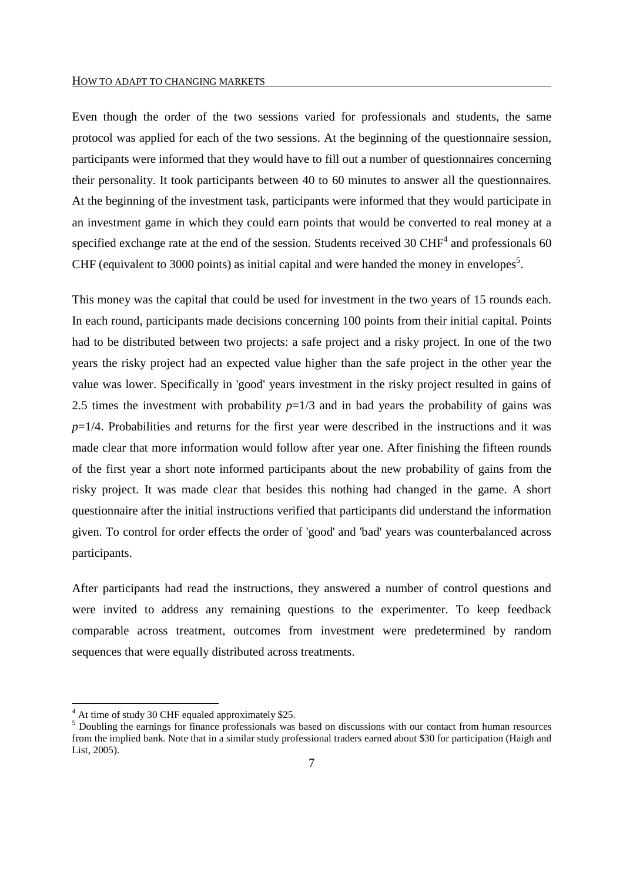Even though the order of the two sessions varied for professionals and students, the same protocol was applied for each of the two sessions. At the beginning of the questionnaire session, participants were informed that they would have to fill out a number of questionnaires concerning their personality. It took participants between 40 to 60 minutes to answer all the questionnaires. At the beginning of the investment task, participants were informed that they would participate in an investment game in which they could earn points that would be converted to real money at a specified exchange rate at the end of the session. Students received 30 CHF[4] and professionals 60 CHF (equivalent to 3000 points) as initial capital and were handed the money in envelopes[5].

This money was the capital that could be used for investment in the two years of 15 rounds each. In each round, participants made decisions concerning 100 points from their initial capital. Points had to be distributed between two projects: a safe project and a risky project. In one of the two years the risky project had an expected value higher than the safe project in the other year the value was lower. Specifically in 'good' years investment in the risky project resulted in gains of 2.5 times the investment with probability $p$=1/3 and in bad years the probability of gains was $p$=1/4. Probabilities and returns for the first year were described in the instructions and it was made clear that more information would follow after year one. After finishing the fifteen rounds of the first year a short note informed participants about the new probability of gains from the risky project. It was made clear that besides this nothing had changed in the game. A short questionnaire after the initial instructions verified that participants did understand the information given. To control for order effects the order of 'good' and 'bad' years was counterbalanced across participants.

After participants had read the instructions, they answered a number of control questions and were invited to address any remaining questions to the experimenter. To keep feedback comparable across treatment, outcomes from investment were predetermined by random sequences that were equally distributed across treatments.

[4] At time of study 30 CHF equaled approximately $25.

[5] Doubling the earnings for finance professionals was based on discussions with our contact from human resources from the implied bank. Note that in a similar study professional traders earned about $30 for participation (Haigh and List, 2005).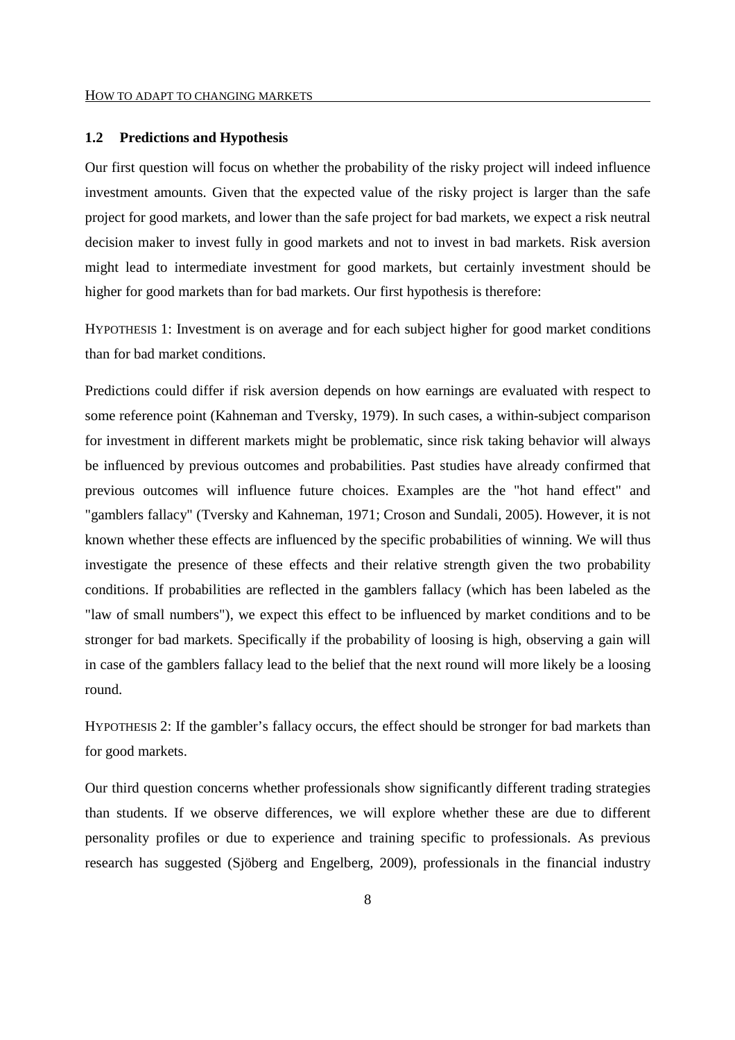### 1.2 Predictions and Hypothesis

Our first question will focus on whether the probability of the risky project will indeed influence investment amounts. Given that the expected value of the risky project is larger than the safe project for good markets, and lower than the safe project for bad markets, we expect a risk neutral decision maker to invest fully in good markets and not to invest in bad markets. Risk aversion might lead to intermediate investment for good markets, but certainly investment should be higher for good markets than for bad markets. Our first hypothesis is therefore:

HYPOTHESIS 1: Investment is on average and for each subject higher for good market conditions than for bad market conditions.

Predictions could differ if risk aversion depends on how earnings are evaluated with respect to some reference point (Kahneman and Tversky, 1979). In such cases, a within-subject comparison for investment in different markets might be problematic, since risk taking behavior will always be influenced by previous outcomes and probabilities. Past studies have already confirmed that previous outcomes will influence future choices. Examples are the "hot hand effect" and "gamblers fallacy" (Tversky and Kahneman, 1971; Croson and Sundali, 2005). However, it is not known whether these effects are influenced by the specific probabilities of winning. We will thus investigate the presence of these effects and their relative strength given the two probability conditions. If probabilities are reflected in the gamblers fallacy (which has been labeled as the "law of small numbers"), we expect this effect to be influenced by market conditions and to be stronger for bad markets. Specifically if the probability of loosing is high, observing a gain will in case of the gamblers fallacy lead to the belief that the next round will more likely be a loosing round.

HYPOTHESIS 2: If the gambler's fallacy occurs, the effect should be stronger for bad markets than for good markets.

Our third question concerns whether professionals show significantly different trading strategies than students. If we observe differences, we will explore whether these are due to different personality profiles or due to experience and training specific to professionals. As previous research has suggested (Sjöberg and Engelberg, 2009), professionals in the financial industry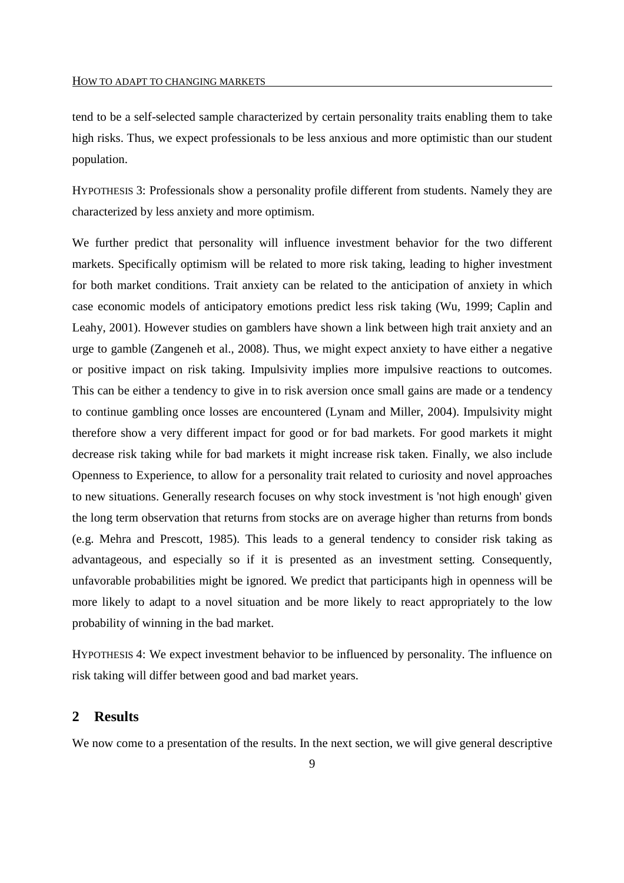tend to be a self-selected sample characterized by certain personality traits enabling them to take high risks. Thus, we expect professionals to be less anxious and more optimistic than our student population.

HYPOTHESIS 3: Professionals show a personality profile different from students. Namely they are characterized by less anxiety and more optimism.

We further predict that personality will influence investment behavior for the two different markets. Specifically optimism will be related to more risk taking, leading to higher investment for both market conditions. Trait anxiety can be related to the anticipation of anxiety in which case economic models of anticipatory emotions predict less risk taking (Wu, 1999; Caplin and Leahy, 2001). However studies on gamblers have shown a link between high trait anxiety and an urge to gamble (Zangeneh et al., 2008). Thus, we might expect anxiety to have either a negative or positive impact on risk taking. Impulsivity implies more impulsive reactions to outcomes. This can be either a tendency to give in to risk aversion once small gains are made or a tendency to continue gambling once losses are encountered (Lynam and Miller, 2004). Impulsivity might therefore show a very different impact for good or for bad markets. For good markets it might decrease risk taking while for bad markets it might increase risk taken. Finally, we also include Openness to Experience, to allow for a personality trait related to curiosity and novel approaches to new situations. Generally research focuses on why stock investment is 'not high enough' given the long term observation that returns from stocks are on average higher than returns from bonds (e.g. Mehra and Prescott, 1985). This leads to a general tendency to consider risk taking as advantageous, and especially so if it is presented as an investment setting. Consequently, unfavorable probabilities might be ignored. We predict that participants high in openness will be more likely to adapt to a novel situation and be more likely to react appropriately to the low probability of winning in the bad market.

HYPOTHESIS 4: We expect investment behavior to be influenced by personality. The influence on risk taking will differ between good and bad market years.

## 2 Results

We now come to a presentation of the results. In the next section, we will give general descriptive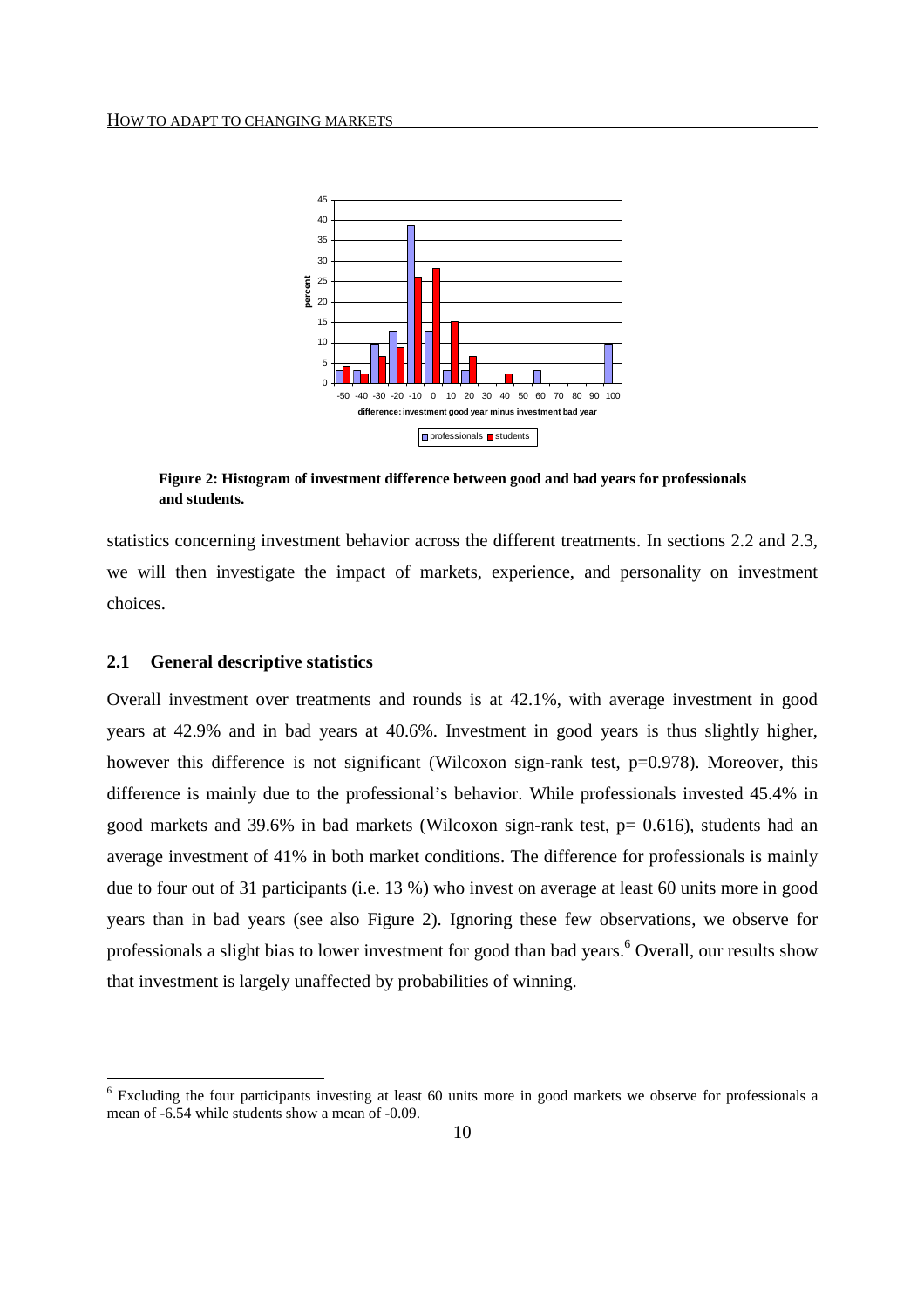**Figure 2: Histogram of investment difference between good and bad years for professionals and students.**

statistics concerning investment behavior across the different treatments. In sections 2.2 and 2.3, we will then investigate the impact of markets, experience, and personality on investment choices.

## 2.1 General descriptive statistics

Overall investment over treatments and rounds is at 42.1%, with average investment in good years at 42.9% and in bad years at 40.6%. Investment in good years is thus slightly higher, however this difference is not significant (Wilcoxon sign-rank test, p=0.978). Moreover, this difference is mainly due to the professional's behavior. While professionals invested 45.4% in good markets and 39.6% in bad markets (Wilcoxon sign-rank test, p= 0.616), students had an average investment of 41% in both market conditions. The difference for professionals is mainly due to four out of 31 participants (i.e. 13 %) who invest on average at least 60 units more in good years than in bad years (see also Figure 2). Ignoring these few observations, we observe for professionals a slight bias to lower investment for good than bad years.[6] Overall, our results show that investment is largely unaffected by probabilities of winning.

[6] Excluding the four participants investing at least 60 units more in good markets we observe for professionals a mean of -6.54 while students show a mean of -0.09.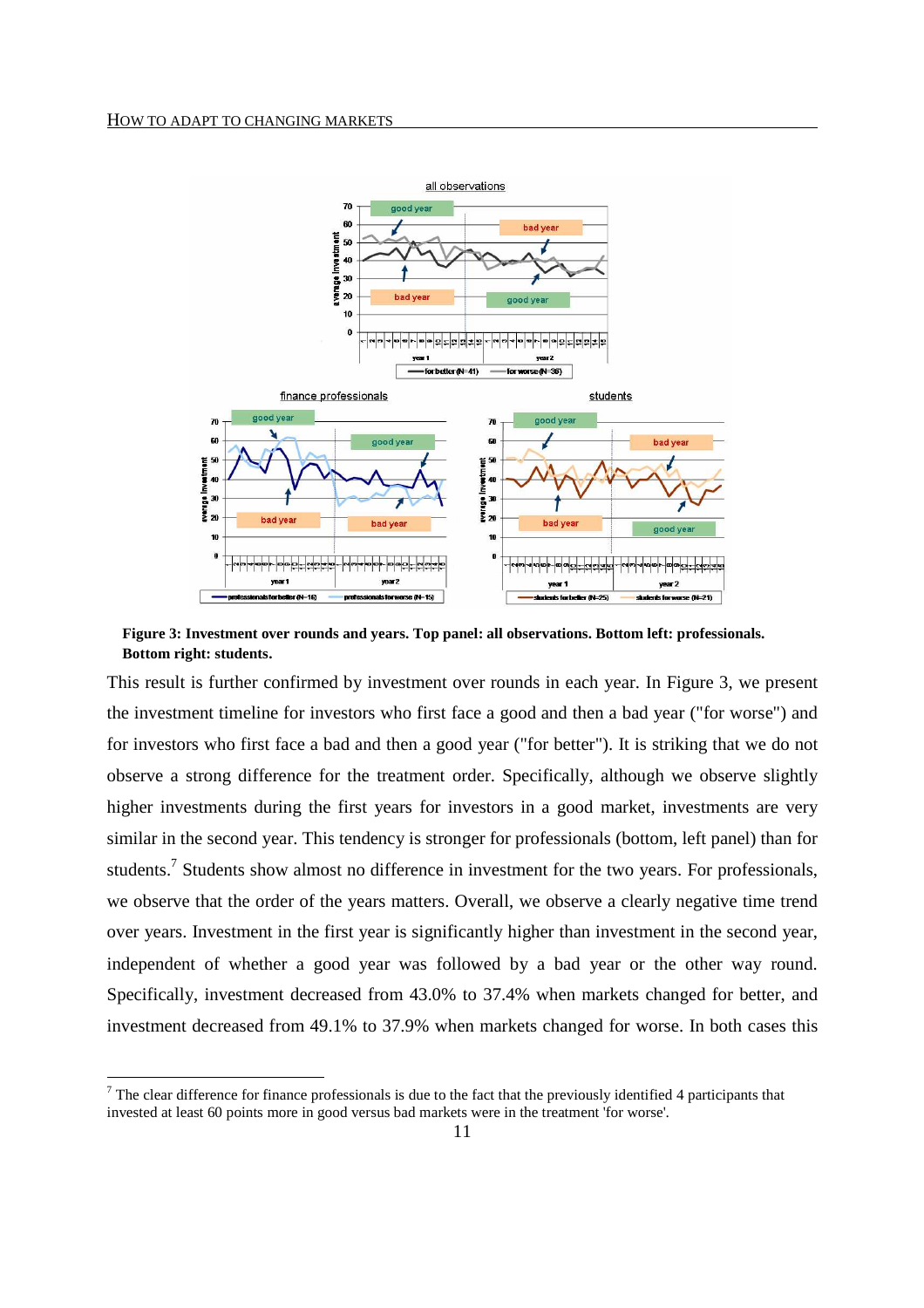**Figure 3: Investment over rounds and years. Top panel: all observations. Bottom left: professionals. Bottom right: students.**

This result is further confirmed by investment over rounds in each year. In Figure 3, we present the investment timeline for investors who first face a good and then a bad year ("for worse") and for investors who first face a bad and then a good year ("for better"). It is striking that we do not observe a strong difference for the treatment order. Specifically, although we observe slightly higher investments during the first years for investors in a good market, investments are very similar in the second year. This tendency is stronger for professionals (bottom, left panel) than for students.[7] Students show almost no difference in investment for the two years. For professionals, we observe that the order of the years matters. Overall, we observe a clearly negative time trend over years. Investment in the first year is significantly higher than investment in the second year, independent of whether a good year was followed by a bad year or the other way round. Specifically, investment decreased from 43.0% to 37.4% when markets changed for better, and investment decreased from 49.1% to 37.9% when markets changed for worse. In both cases this

[7] The clear difference for finance professionals is due to the fact that the previously identified 4 participants that invested at least 60 points more in good versus bad markets were in the treatment 'for worse'.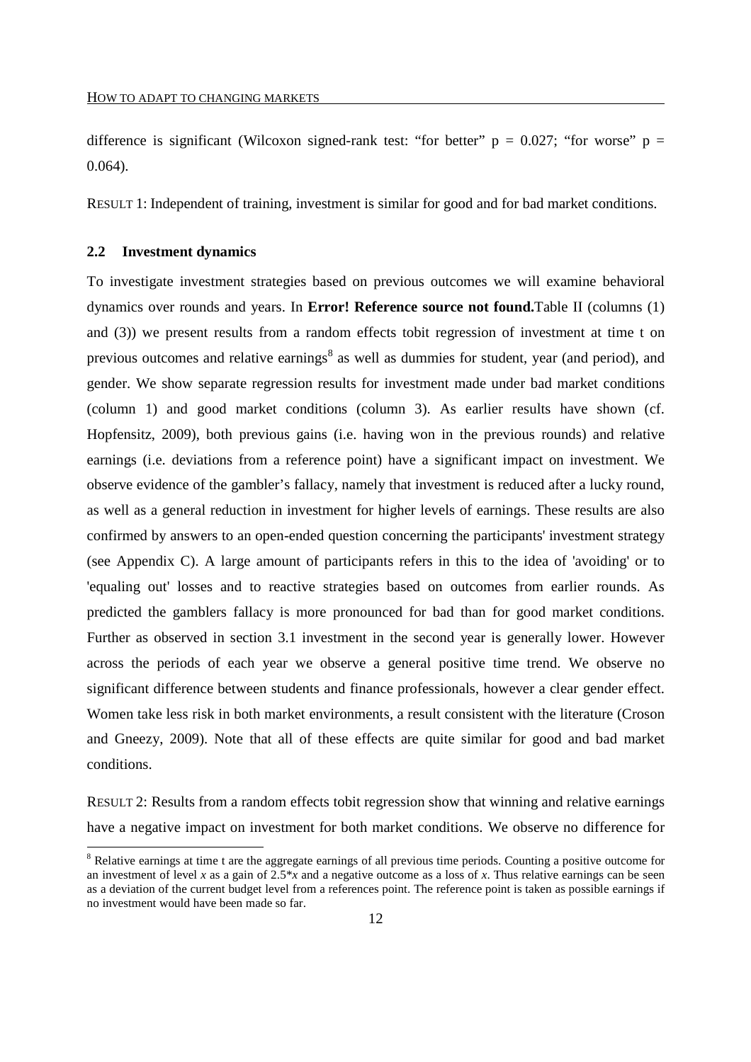difference is significant (Wilcoxon signed-rank test: "for better" $p = 0.027$; "for worse" $p = 0.064$).

RESULT 1: Independent of training, investment is similar for good and for bad market conditions.

### 2.2 Investment dynamics

To investigate investment strategies based on previous outcomes we will examine behavioral dynamics over rounds and years. In **Error! Reference source not found.**Table II (columns (1) and (3)) we present results from a random effects tobit regression of investment at time t on previous outcomes and relative earnings[8] as well as dummies for student, year (and period), and gender. We show separate regression results for investment made under bad market conditions (column 1) and good market conditions (column 3). As earlier results have shown (cf. Hopfensitz, 2009), both previous gains (i.e. having won in the previous rounds) and relative earnings (i.e. deviations from a reference point) have a significant impact on investment. We observe evidence of the gambler's fallacy, namely that investment is reduced after a lucky round, as well as a general reduction in investment for higher levels of earnings. These results are also confirmed by answers to an open-ended question concerning the participants' investment strategy (see Appendix C). A large amount of participants refers in this to the idea of 'avoiding' or to 'equaling out' losses and to reactive strategies based on outcomes from earlier rounds. As predicted the gamblers fallacy is more pronounced for bad than for good market conditions. Further as observed in section 3.1 investment in the second year is generally lower. However across the periods of each year we observe a general positive time trend. We observe no significant difference between students and finance professionals, however a clear gender effect. Women take less risk in both market environments, a result consistent with the literature (Croson and Gneezy, 2009). Note that all of these effects are quite similar for good and bad market conditions.

RESULT 2: Results from a random effects tobit regression show that winning and relative earnings have a negative impact on investment for both market conditions. We observe no difference for

[8] Relative earnings at time t are the aggregate earnings of all previous time periods. Counting a positive outcome for an investment of level $x$ as a gain of $2.5*x$ and a negative outcome as a loss of $x$. Thus relative earnings can be seen as a deviation of the current budget level from a references point. The reference point is taken as possible earnings if no investment would have been made so far.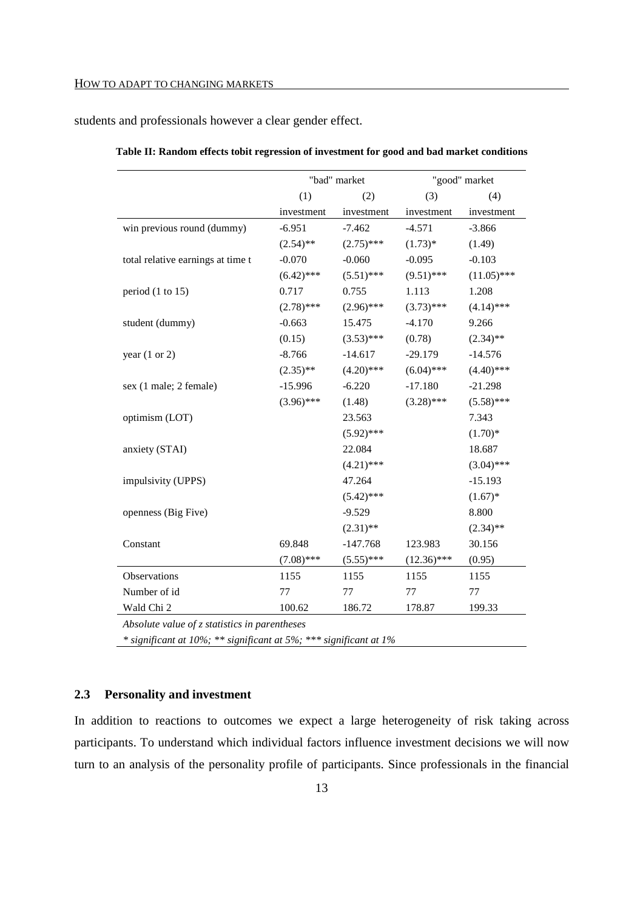students and professionals however a clear gender effect.

**Table II: Random effects tobit regression of investment for good and bad market conditions**

| | "bad" market | | "good" market | |
|---|---|---|---|---|
| | (1) | (2) | (3) | (4) |
| | investment | investment | investment | investment |
| win previous round (dummy) | -6.951 | -7.462 | -4.571 | -3.866 |
| | (2.54)** | (2.75)*** | (1.73)* | (1.49) |
| total relative earnings at time t | -0.070 | -0.060 | -0.095 | -0.103 |
| | (6.42)*** | (5.51)*** | (9.51)*** | (11.05)*** |
| period (1 to 15) | 0.717 | 0.755 | 1.113 | 1.208 |
| | (2.78)*** | (2.96)*** | (3.73)*** | (4.14)*** |
| student (dummy) | -0.663 | 15.475 | -4.170 | 9.266 |
| | (0.15) | (3.53)*** | (0.78) | (2.34)** |
| year (1 or 2) | -8.766 | -14.617 | -29.179 | -14.576 |
| | (2.35)** | (4.20)*** | (6.04)*** | (4.40)*** |
| sex (1 male; 2 female) | -15.996 | -6.220 | -17.180 | -21.298 |
| | (3.96)*** | (1.48) | (3.28)*** | (5.58)*** |
| optimism (LOT) | | 23.563 | | 7.343 |
| | | (5.92)*** | | (1.70)* |
| anxiety (STAI) | | 22.084 | | 18.687 |
| | | (4.21)*** | | (3.04)*** |
| impulsivity (UPPS) | | 47.264 | | -15.193 |
| | | (5.42)*** | | (1.67)* |
| openness (Big Five) | | -9.529 | | 8.800 |
| | | (2.31)** | | (2.34)** |
| Constant | 69.848 | -147.768 | 123.983 | 30.156 |
| | (7.08)*** | (5.55)*** | (12.36)*** | (0.95) |
| Observations | 1155 | 1155 | 1155 | 1155 |
| Number of id | 77 | 77 | 77 | 77 |
| Wald Chi 2 | 100.62 | 186.72 | 178.87 | 199.33 |

*Absolute value of z statistics in parentheses*

*\* significant at 10%; \*\* significant at 5%; \*\*\* significant at 1%*

### 2.3 Personality and investment

In addition to reactions to outcomes we expect a large heterogeneity of risk taking across participants. To understand which individual factors influence investment decisions we will now turn to an analysis of the personality profile of participants. Since professionals in the financial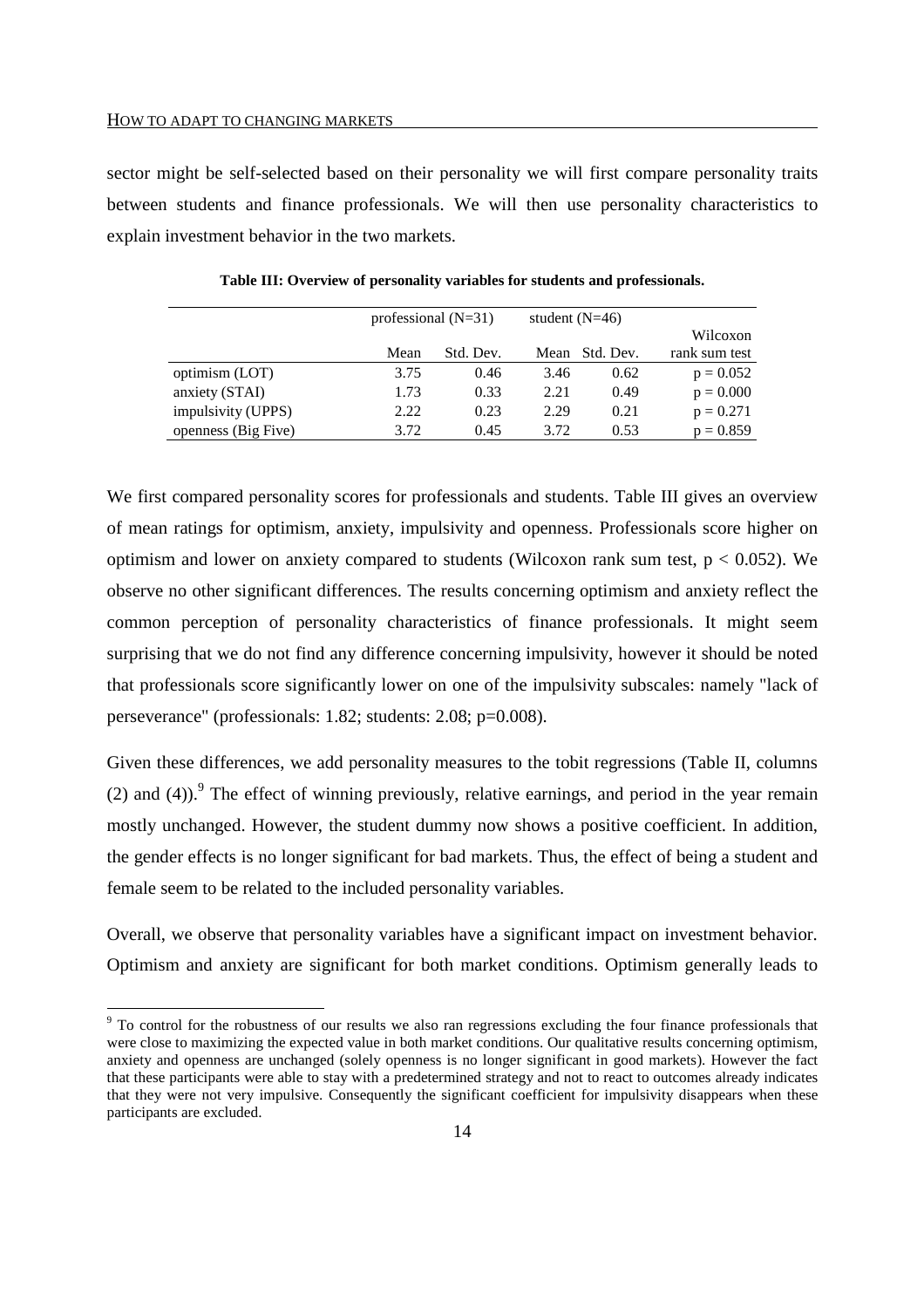sector might be self-selected based on their personality we will first compare personality traits between students and finance professionals. We will then use personality characteristics to explain investment behavior in the two markets.

**Table III: Overview of personality variables for students and professionals.**

| | professional (N=31) | | student (N=46) | | Wilcoxon |
|---|---|---|---|---|---|
| | Mean | Std. Dev. | Mean | Std. Dev. | rank sum test |
| optimism (LOT) | 3.75 | 0.46 | 3.46 | 0.62 | $p = 0.052$ |
| anxiety (STAI) | 1.73 | 0.33 | 2.21 | 0.49 | $p = 0.000$ |
| impulsivity (UPPS) | 2.22 | 0.23 | 2.29 | 0.21 | $p = 0.271$ |
| openness (Big Five) | 3.72 | 0.45 | 3.72 | 0.53 | $p = 0.859$ |

We first compared personality scores for professionals and students. Table III gives an overview of mean ratings for optimism, anxiety, impulsivity and openness. Professionals score higher on optimism and lower on anxiety compared to students (Wilcoxon rank sum test, $p < 0.052$). We observe no other significant differences. The results concerning optimism and anxiety reflect the common perception of personality characteristics of finance professionals. It might seem surprising that we do not find any difference concerning impulsivity, however it should be noted that professionals score significantly lower on one of the impulsivity subscales: namely "lack of perseverance" (professionals: 1.82; students: 2.08; $p=0.008$).

Given these differences, we add personality measures to the tobit regressions (Table II, columns (2) and (4)).[9] The effect of winning previously, relative earnings, and period in the year remain mostly unchanged. However, the student dummy now shows a positive coefficient. In addition, the gender effects is no longer significant for bad markets. Thus, the effect of being a student and female seem to be related to the included personality variables.

Overall, we observe that personality variables have a significant impact on investment behavior. Optimism and anxiety are significant for both market conditions. Optimism generally leads to

[9] To control for the robustness of our results we also ran regressions excluding the four finance professionals that were close to maximizing the expected value in both market conditions. Our qualitative results concerning optimism, anxiety and openness are unchanged (solely openness is no longer significant in good markets). However the fact that these participants were able to stay with a predetermined strategy and not to react to outcomes already indicates that they were not very impulsive. Consequently the significant coefficient for impulsivity disappears when these participants are excluded.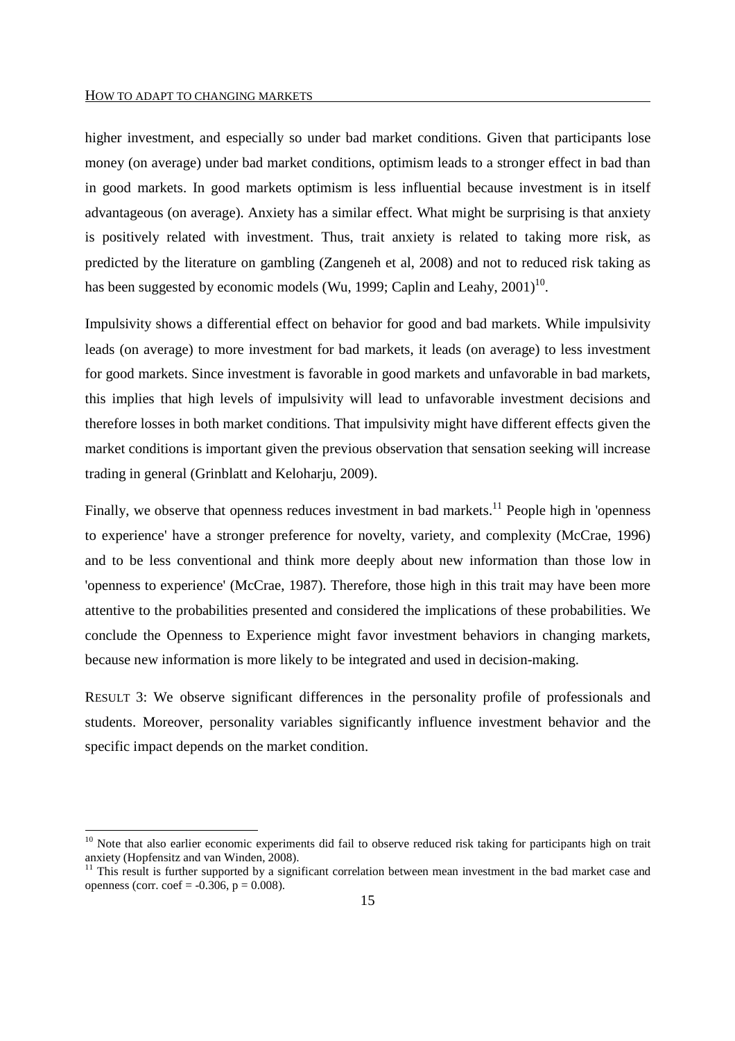higher investment, and especially so under bad market conditions. Given that participants lose money (on average) under bad market conditions, optimism leads to a stronger effect in bad than in good markets. In good markets optimism is less influential because investment is in itself advantageous (on average). Anxiety has a similar effect. What might be surprising is that anxiety is positively related with investment. Thus, trait anxiety is related to taking more risk, as predicted by the literature on gambling (Zangeneh et al, 2008) and not to reduced risk taking as has been suggested by economic models (Wu, 1999; Caplin and Leahy, 2001)[10].

Impulsivity shows a differential effect on behavior for good and bad markets. While impulsivity leads (on average) to more investment for bad markets, it leads (on average) to less investment for good markets. Since investment is favorable in good markets and unfavorable in bad markets, this implies that high levels of impulsivity will lead to unfavorable investment decisions and therefore losses in both market conditions. That impulsivity might have different effects given the market conditions is important given the previous observation that sensation seeking will increase trading in general (Grinblatt and Keloharju, 2009).

Finally, we observe that openness reduces investment in bad markets.[11] People high in 'openness to experience' have a stronger preference for novelty, variety, and complexity (McCrae, 1996) and to be less conventional and think more deeply about new information than those low in 'openness to experience' (McCrae, 1987). Therefore, those high in this trait may have been more attentive to the probabilities presented and considered the implications of these probabilities. We conclude the Openness to Experience might favor investment behaviors in changing markets, because new information is more likely to be integrated and used in decision-making.

RESULT 3: We observe significant differences in the personality profile of professionals and students. Moreover, personality variables significantly influence investment behavior and the specific impact depends on the market condition.

---

[10] Note that also earlier economic experiments did fail to observe reduced risk taking for participants high on trait anxiety (Hopfensitz and van Winden, 2008).

[11] This result is further supported by a significant correlation between mean investment in the bad market case and openness (corr. coef = -0.306, p = 0.008).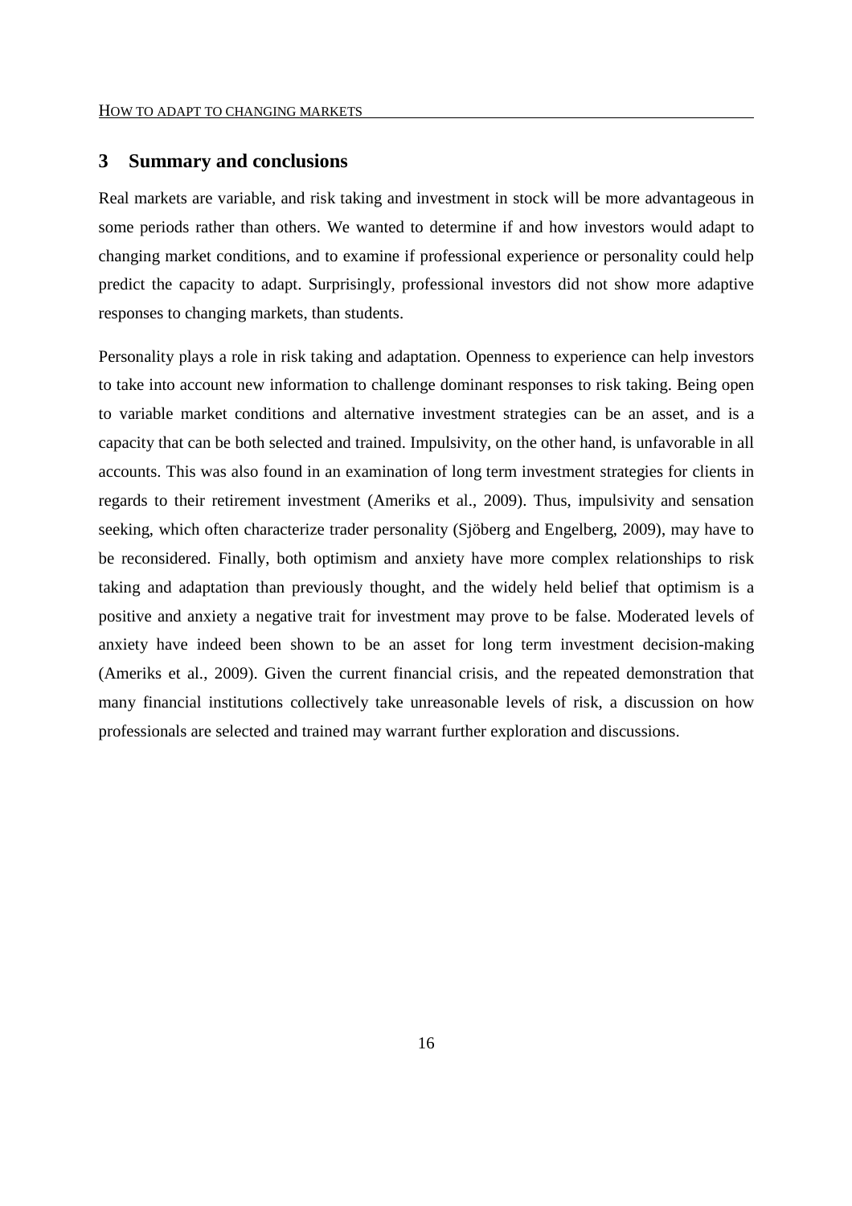## 3 Summary and conclusions

Real markets are variable, and risk taking and investment in stock will be more advantageous in some periods rather than others. We wanted to determine if and how investors would adapt to changing market conditions, and to examine if professional experience or personality could help predict the capacity to adapt. Surprisingly, professional investors did not show more adaptive responses to changing markets, than students.

Personality plays a role in risk taking and adaptation. Openness to experience can help investors to take into account new information to challenge dominant responses to risk taking. Being open to variable market conditions and alternative investment strategies can be an asset, and is a capacity that can be both selected and trained. Impulsivity, on the other hand, is unfavorable in all accounts. This was also found in an examination of long term investment strategies for clients in regards to their retirement investment (Ameriks et al., 2009). Thus, impulsivity and sensation seeking, which often characterize trader personality (Sjöberg and Engelberg, 2009), may have to be reconsidered. Finally, both optimism and anxiety have more complex relationships to risk taking and adaptation than previously thought, and the widely held belief that optimism is a positive and anxiety a negative trait for investment may prove to be false. Moderated levels of anxiety have indeed been shown to be an asset for long term investment decision-making (Ameriks et al., 2009). Given the current financial crisis, and the repeated demonstration that many financial institutions collectively take unreasonable levels of risk, a discussion on how professionals are selected and trained may warrant further exploration and discussions.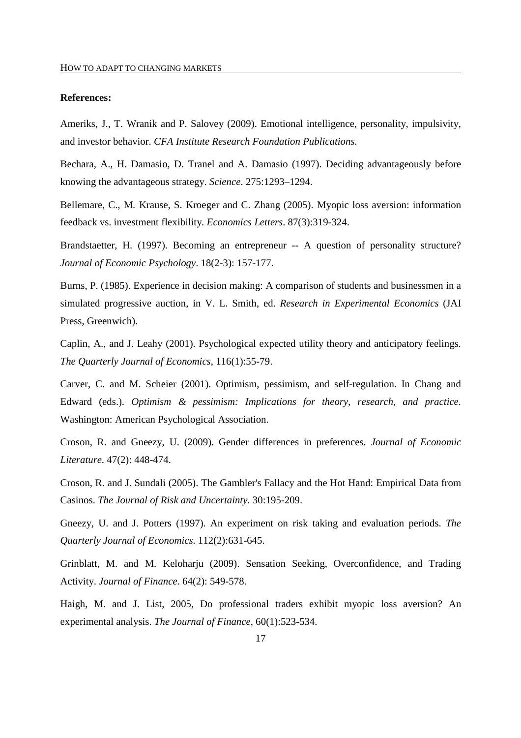**References:**

Ameriks, J., T. Wranik and P. Salovey (2009). Emotional intelligence, personality, impulsivity, and investor behavior. *CFA Institute Research Foundation Publications.*

Bechara, A., H. Damasio, D. Tranel and A. Damasio (1997). Deciding advantageously before knowing the advantageous strategy. *Science*. 275:1293–1294.

Bellemare, C., M. Krause, S. Kroeger and C. Zhang (2005). Myopic loss aversion: information feedback vs. investment flexibility. *Economics Letters*. 87(3):319-324.

Brandstaetter, H. (1997). Becoming an entrepreneur -- A question of personality structure? *Journal of Economic Psychology*. 18(2-3): 157-177.

Burns, P. (1985). Experience in decision making: A comparison of students and businessmen in a simulated progressive auction, in V. L. Smith, ed. *Research in Experimental Economics* (JAI Press, Greenwich).

Caplin, A., and J. Leahy (2001). Psychological expected utility theory and anticipatory feelings. *The Quarterly Journal of Economics*, 116(1):55-79.

Carver, C. and M. Scheier (2001). Optimism, pessimism, and self-regulation. In Chang and Edward (eds.). *Optimism & pessimism: Implications for theory, research, and practice*. Washington: American Psychological Association.

Croson, R. and Gneezy, U. (2009). Gender differences in preferences. *Journal of Economic Literature*. 47(2): 448-474.

Croson, R. and J. Sundali (2005). The Gambler's Fallacy and the Hot Hand: Empirical Data from Casinos. *The Journal of Risk and Uncertainty*. 30:195-209.

Gneezy, U. and J. Potters (1997). An experiment on risk taking and evaluation periods. *The Quarterly Journal of Economics*. 112(2):631-645.

Grinblatt, M. and M. Keloharju (2009). Sensation Seeking, Overconfidence, and Trading Activity. *Journal of Finance*. 64(2): 549-578.

Haigh, M. and J. List, 2005, Do professional traders exhibit myopic loss aversion? An experimental analysis. *The Journal of Finance*, 60(1):523-534.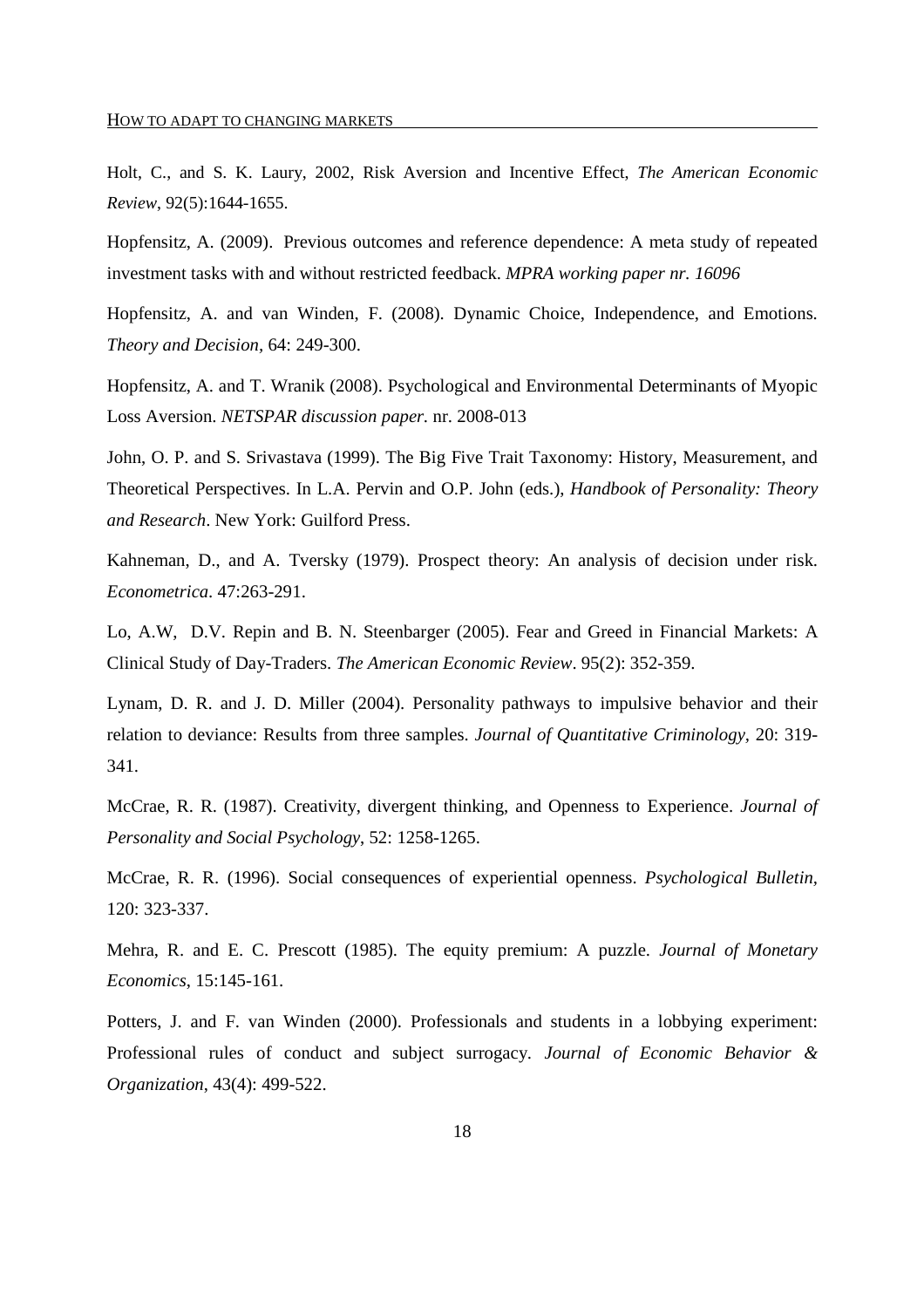Holt, C., and S. K. Laury, 2002, Risk Aversion and Incentive Effect, *The American Economic Review*, 92(5):1644-1655.

Hopfensitz, A. (2009). Previous outcomes and reference dependence: A meta study of repeated investment tasks with and without restricted feedback. *MPRA working paper nr. 16096*

Hopfensitz, A. and van Winden, F. (2008). Dynamic Choice, Independence, and Emotions. *Theory and Decision*, 64: 249-300.

Hopfensitz, A. and T. Wranik (2008). Psychological and Environmental Determinants of Myopic Loss Aversion. *NETSPAR discussion paper.* nr. 2008-013

John, O. P. and S. Srivastava (1999). The Big Five Trait Taxonomy: History, Measurement, and Theoretical Perspectives. In L.A. Pervin and O.P. John (eds.), *Handbook of Personality: Theory and Research*. New York: Guilford Press.

Kahneman, D., and A. Tversky (1979). Prospect theory: An analysis of decision under risk. *Econometrica*. 47:263-291.

Lo, A.W, D.V. Repin and B. N. Steenbarger (2005). Fear and Greed in Financial Markets: A Clinical Study of Day-Traders. *The American Economic Review*. 95(2): 352-359.

Lynam, D. R. and J. D. Miller (2004). Personality pathways to impulsive behavior and their relation to deviance: Results from three samples. *Journal of Quantitative Criminology*, 20: 319-341.

McCrae, R. R. (1987). Creativity, divergent thinking, and Openness to Experience. *Journal of Personality and Social Psychology*, 52: 1258-1265.

McCrae, R. R. (1996). Social consequences of experiential openness. *Psychological Bulletin*, 120: 323-337.

Mehra, R. and E. C. Prescott (1985). The equity premium: A puzzle. *Journal of Monetary Economics*, 15:145-161.

Potters, J. and F. van Winden (2000). Professionals and students in a lobbying experiment: Professional rules of conduct and subject surrogacy. *Journal of Economic Behavior & Organization*, 43(4): 499-522.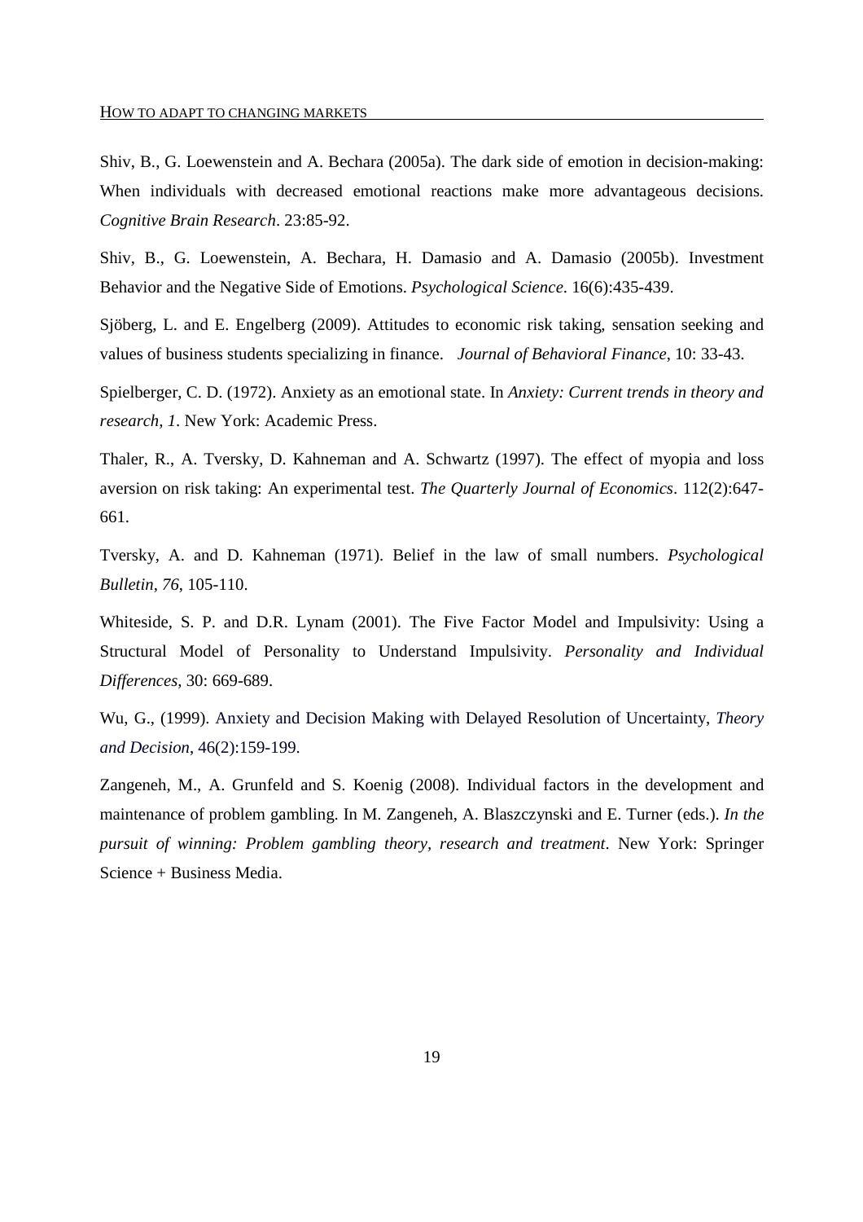Shiv, B., G. Loewenstein and A. Bechara (2005a). The dark side of emotion in decision-making: When individuals with decreased emotional reactions make more advantageous decisions. *Cognitive Brain Research*. 23:85-92.

Shiv, B., G. Loewenstein, A. Bechara, H. Damasio and A. Damasio (2005b). Investment Behavior and the Negative Side of Emotions. *Psychological Science*. 16(6):435-439.

Sjöberg, L. and E. Engelberg (2009). Attitudes to economic risk taking, sensation seeking and values of business students specializing in finance. *Journal of Behavioral Finance*, 10: 33-43.

Spielberger, C. D. (1972). Anxiety as an emotional state. In *Anxiety: Current trends in theory and research, 1*. New York: Academic Press.

Thaler, R., A. Tversky, D. Kahneman and A. Schwartz (1997). The effect of myopia and loss aversion on risk taking: An experimental test. *The Quarterly Journal of Economics*. 112(2):647-661.

Tversky, A. and D. Kahneman (1971). Belief in the law of small numbers. *Psychological Bulletin, 76*, 105-110.

Whiteside, S. P. and D.R. Lynam (2001). The Five Factor Model and Impulsivity: Using a Structural Model of Personality to Understand Impulsivity. *Personality and Individual Differences*, 30: 669-689.

Wu, G., (1999). Anxiety and Decision Making with Delayed Resolution of Uncertainty, *Theory and Decision*, 46(2):159-199.

Zangeneh, M., A. Grunfeld and S. Koenig (2008). Individual factors in the development and maintenance of problem gambling. In M. Zangeneh, A. Blaszczynski and E. Turner (eds.). *In the pursuit of winning: Problem gambling theory, research and treatment*. New York: Springer Science + Business Media.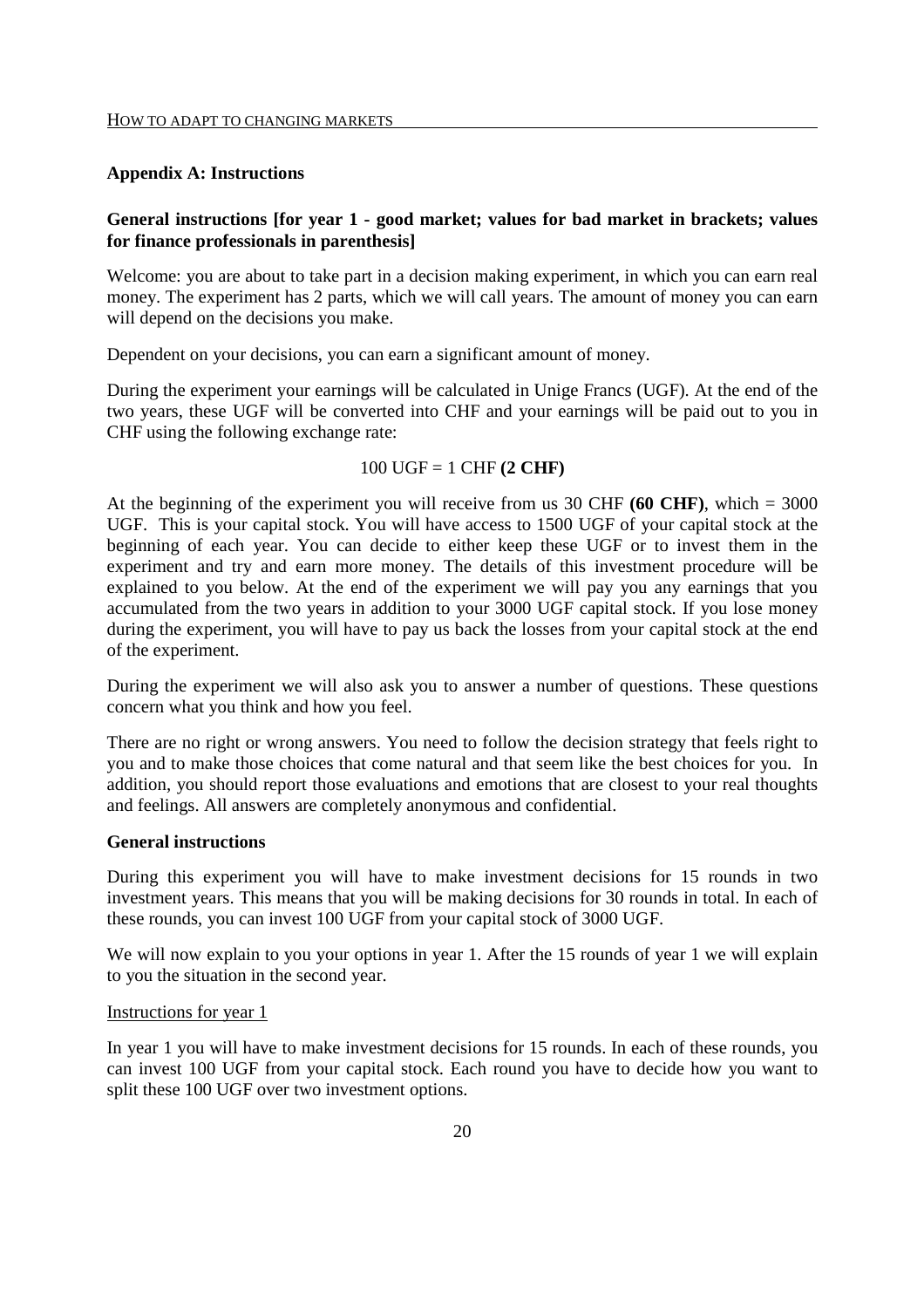## Appendix A: Instructions

**General instructions [for year 1 - good market; values for bad market in brackets; values for finance professionals in parenthesis]**

Welcome: you are about to take part in a decision making experiment, in which you can earn real money. The experiment has 2 parts, which we will call years. The amount of money you can earn will depend on the decisions you make.

Dependent on your decisions, you can earn a significant amount of money.

During the experiment your earnings will be calculated in Unige Francs (UGF). At the end of the two years, these UGF will be converted into CHF and your earnings will be paid out to you in CHF using the following exchange rate:

100 UGF = 1 CHF **(2 CHF)**

At the beginning of the experiment you will receive from us 30 CHF **(60 CHF)**, which = 3000 UGF. This is your capital stock. You will have access to 1500 UGF of your capital stock at the beginning of each year. You can decide to either keep these UGF or to invest them in the experiment and try and earn more money. The details of this investment procedure will be explained to you below. At the end of the experiment we will pay you any earnings that you accumulated from the two years in addition to your 3000 UGF capital stock. If you lose money during the experiment, you will have to pay us back the losses from your capital stock at the end of the experiment.

During the experiment we will also ask you to answer a number of questions. These questions concern what you think and how you feel.

There are no right or wrong answers. You need to follow the decision strategy that feels right to you and to make those choices that come natural and that seem like the best choices for you. In addition, you should report those evaluations and emotions that are closest to your real thoughts and feelings. All answers are completely anonymous and confidential.

**General instructions**

During this experiment you will have to make investment decisions for 15 rounds in two investment years. This means that you will be making decisions for 30 rounds in total. In each of these rounds, you can invest 100 UGF from your capital stock of 3000 UGF.

We will now explain to you your options in year 1. After the 15 rounds of year 1 we will explain to you the situation in the second year.

Instructions for year 1

In year 1 you will have to make investment decisions for 15 rounds. In each of these rounds, you can invest 100 UGF from your capital stock. Each round you have to decide how you want to split these 100 UGF over two investment options.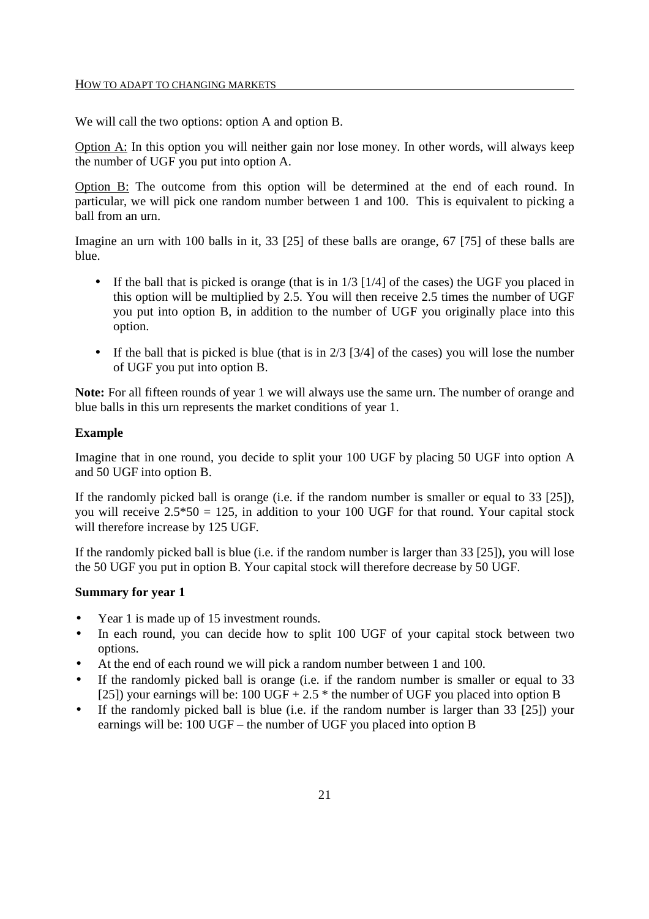We will call the two options: option A and option B.

Option A: In this option you will neither gain nor lose money. In other words, will always keep the number of UGF you put into option A.

Option B: The outcome from this option will be determined at the end of each round. In particular, we will pick one random number between 1 and 100. This is equivalent to picking a ball from an urn.

Imagine an urn with 100 balls in it, 33 [25] of these balls are orange, 67 [75] of these balls are blue.

- If the ball that is picked is orange (that is in 1/3 [1/4] of the cases) the UGF you placed in this option will be multiplied by 2.5. You will then receive 2.5 times the number of UGF you put into option B, in addition to the number of UGF you originally place into this option.
- If the ball that is picked is blue (that is in 2/3 [3/4] of the cases) you will lose the number of UGF you put into option B.

**Note:** For all fifteen rounds of year 1 we will always use the same urn. The number of orange and blue balls in this urn represents the market conditions of year 1.

**Example**

Imagine that in one round, you decide to split your 100 UGF by placing 50 UGF into option A and 50 UGF into option B.

If the randomly picked ball is orange (i.e. if the random number is smaller or equal to 33 [25]), you will receive 2.5*50 = 125, in addition to your 100 UGF for that round. Your capital stock will therefore increase by 125 UGF.

If the randomly picked ball is blue (i.e. if the random number is larger than 33 [25]), you will lose the 50 UGF you put in option B. Your capital stock will therefore decrease by 50 UGF.

**Summary for year 1**

- Year 1 is made up of 15 investment rounds.
- In each round, you can decide how to split 100 UGF of your capital stock between two options.
- At the end of each round we will pick a random number between 1 and 100.
- If the randomly picked ball is orange (i.e. if the random number is smaller or equal to 33 [25]) your earnings will be: 100 UGF + 2.5 * the number of UGF you placed into option B
- If the randomly picked ball is blue (i.e. if the random number is larger than 33 [25]) your earnings will be: 100 UGF – the number of UGF you placed into option B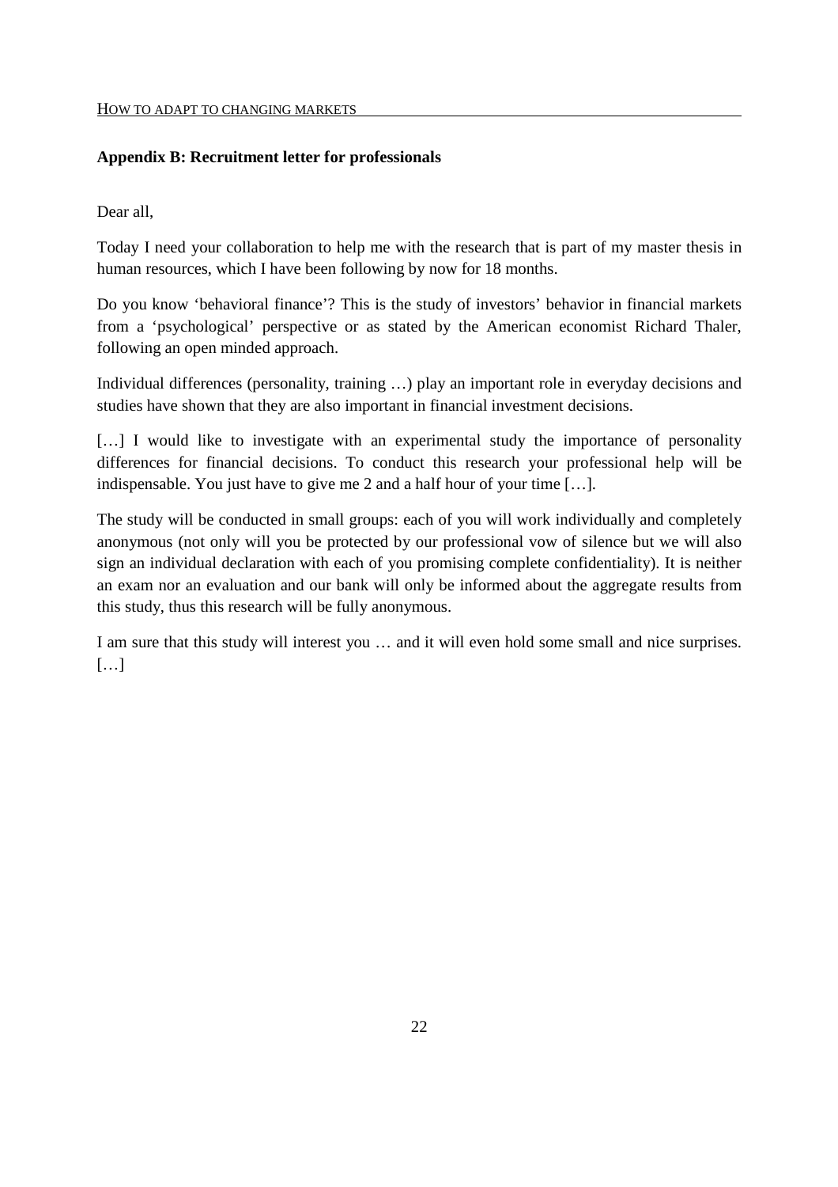**Appendix B: Recruitment letter for professionals**

Dear all,

Today I need your collaboration to help me with the research that is part of my master thesis in human resources, which I have been following by now for 18 months.

Do you know 'behavioral finance'? This is the study of investors' behavior in financial markets from a 'psychological' perspective or as stated by the American economist Richard Thaler, following an open minded approach.

Individual differences (personality, training …) play an important role in everyday decisions and studies have shown that they are also important in financial investment decisions.

[…] I would like to investigate with an experimental study the importance of personality differences for financial decisions. To conduct this research your professional help will be indispensable. You just have to give me 2 and a half hour of your time […].

The study will be conducted in small groups: each of you will work individually and completely anonymous (not only will you be protected by our professional vow of silence but we will also sign an individual declaration with each of you promising complete confidentiality). It is neither an exam nor an evaluation and our bank will only be informed about the aggregate results from this study, thus this research will be fully anonymous.

I am sure that this study will interest you … and it will even hold some small and nice surprises. […]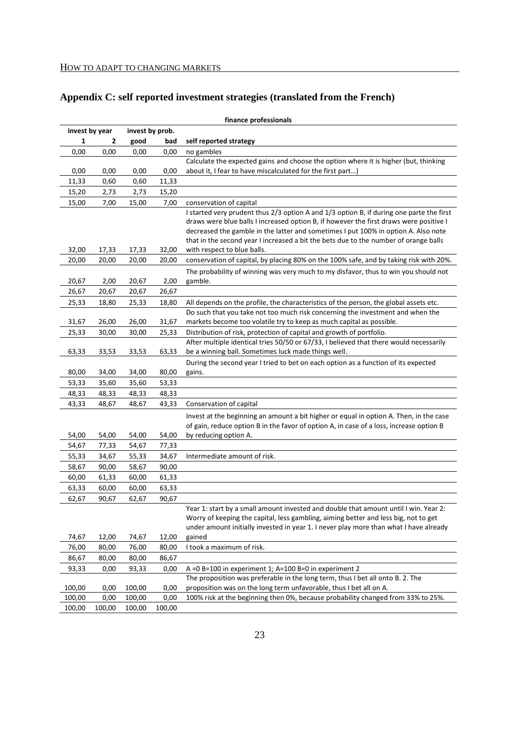## Appendix C: self reported investment strategies (translated from the French)

| finance professionals | | | | |
|---|---|---|---|---|
| invest by year | | invest by prob. | | |
| 1 | 2 | good | bad | self reported strategy |
| 0,00 | 0,00 | 0,00 | 0,00 | no gambles |
| 0,00 | 0,00 | 0,00 | 0,00 | Calculate the expected gains and choose the option where it is higher (but, thinking about it, I fear to have miscalculated for the first part…) |
| 11,33 | 0,60 | 0,60 | 11,33 | |
| 15,20 | 2,73 | 2,73 | 15,20 | |
| 15,00 | 7,00 | 15,00 | 7,00 | conservation of capital |
| 32,00 | 17,33 | 17,33 | 32,00 | I started very prudent thus 2/3 option A and 1/3 option B, if during one parte the first draws were blue balls I increased option B, if however the first draws were positive I decreased the gamble in the latter and sometimes I put 100% in option A. Also note that in the second year I increased a bit the bets due to the number of orange balls with respect to blue balls. |
| 20,00 | 20,00 | 20,00 | 20,00 | conservation of capital, by placing 80% on the 100% safe, and by taking risk with 20%. |
| 20,67 | 2,00 | 20,67 | 2,00 | The probability of winning was very much to my disfavor, thus to win you should not gamble. |
| 26,67 | 20,67 | 20,67 | 26,67 | |
| 25,33 | 18,80 | 25,33 | 18,80 | All depends on the profile, the characteristics of the person, the global assets etc. |
| 31,67 | 26,00 | 26,00 | 31,67 | Do such that you take not too much risk concerning the investment and when the markets become too volatile try to keep as much capital as possible. |
| 25,33 | 30,00 | 30,00 | 25,33 | Distribution of risk, protection of capital and growth of portfolio. |
| 63,33 | 33,53 | 33,53 | 63,33 | After multiple identical tries 50/50 or 67/33, I believed that there would necessarily be a winning ball. Sometimes luck made things well. |
| 80,00 | 34,00 | 34,00 | 80,00 | During the second year I tried to bet on each option as a function of its expected gains. |
| 53,33 | 35,60 | 35,60 | 53,33 | |
| 48,33 | 48,33 | 48,33 | 48,33 | |
| 43,33 | 48,67 | 48,67 | 43,33 | Conservation of capital |
| 54,00 | 54,00 | 54,00 | 54,00 | Invest at the beginning an amount a bit higher or equal in option A. Then, in the case of gain, reduce option B in the favor of option A, in case of a loss, increase option B by reducing option A. |
| 54,67 | 77,33 | 54,67 | 77,33 | |
| 55,33 | 34,67 | 55,33 | 34,67 | Intermediate amount of risk. |
| 58,67 | 90,00 | 58,67 | 90,00 | |
| 60,00 | 61,33 | 60,00 | 61,33 | |
| 63,33 | 60,00 | 60,00 | 63,33 | |
| 62,67 | 90,67 | 62,67 | 90,67 | |
| 74,67 | 12,00 | 74,67 | 12,00 | Year 1: start by a small amount invested and double that amount until I win. Year 2: Worry of keeping the capital, less gambling, aiming better and less big, not to get under amount initially invested in year 1. I never play more than what I have already gained |
| 76,00 | 80,00 | 76,00 | 80,00 | I took a maximum of risk. |
| 86,67 | 80,00 | 80,00 | 86,67 | |
| 93,33 | 0,00 | 93,33 | 0,00 | A =0 B=100 in experiment 1; A=100 B=0 in experiment 2 |
| 100,00 | 0,00 | 100,00 | 0,00 | The proposition was preferable in the long term, thus I bet all onto B. 2. The proposition was on the long term unfavorable, thus I bet all on A. |
| 100,00 | 0,00 | 100,00 | 0,00 | 100% risk at the beginning then 0%, because probability changed from 33% to 25%. |
| 100,00 | 100,00 | 100,00 | 100,00 | |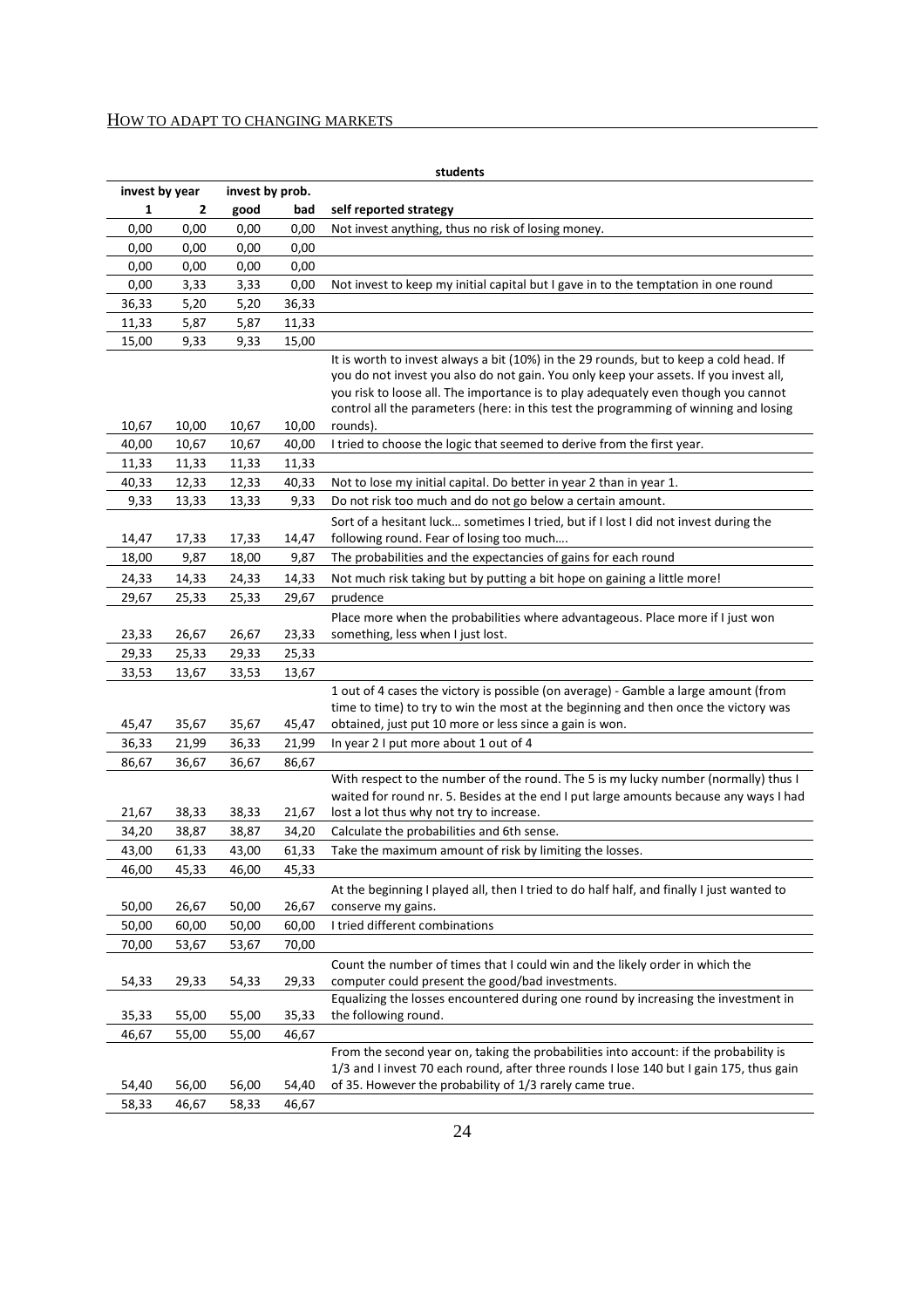| students | | | | |
|---|---|---|---|---|
| invest by year | | invest by prob. | | |
| 1 | 2 | good | bad | self reported strategy |
| 0,00 | 0,00 | 0,00 | 0,00 | Not invest anything, thus no risk of losing money. |
| 0,00 | 0,00 | 0,00 | 0,00 | |
| 0,00 | 0,00 | 0,00 | 0,00 | |
| 0,00 | 3,33 | 3,33 | 0,00 | Not invest to keep my initial capital but I gave in to the temptation in one round |
| 36,33 | 5,20 | 5,20 | 36,33 | |
| 11,33 | 5,87 | 5,87 | 11,33 | |
| 15,00 | 9,33 | 9,33 | 15,00 | |
| 10,67 | 10,00 | 10,67 | 10,00 | It is worth to invest always a bit (10%) in the 29 rounds, but to keep a cold head. If you do not invest you also do not gain. You only keep your assets. If you invest all, you risk to loose all. The importance is to play adequately even though you cannot control all the parameters (here: in this test the programming of winning and losing rounds). |
| 40,00 | 10,67 | 10,67 | 40,00 | I tried to choose the logic that seemed to derive from the first year. |
| 11,33 | 11,33 | 11,33 | 11,33 | |
| 40,33 | 12,33 | 12,33 | 40,33 | Not to lose my initial capital. Do better in year 2 than in year 1. |
| 9,33 | 13,33 | 13,33 | 9,33 | Do not risk too much and do not go below a certain amount. |
| 14,47 | 17,33 | 17,33 | 14,47 | Sort of a hesitant luck… sometimes I tried, but if I lost I did not invest during the following round. Fear of losing too much…. |
| 18,00 | 9,87 | 18,00 | 9,87 | The probabilities and the expectancies of gains for each round |
| 24,33 | 14,33 | 24,33 | 14,33 | Not much risk taking but by putting a bit hope on gaining a little more! |
| 29,67 | 25,33 | 25,33 | 29,67 | prudence |
| 23,33 | 26,67 | 26,67 | 23,33 | Place more when the probabilities where advantageous. Place more if I just won something, less when I just lost. |
| 29,33 | 25,33 | 29,33 | 25,33 | |
| 33,53 | 13,67 | 33,53 | 13,67 | |
| 45,47 | 35,67 | 35,67 | 45,47 | 1 out of 4 cases the victory is possible (on average) - Gamble a large amount (from time to time) to try to win the most at the beginning and then once the victory was obtained, just put 10 more or less since a gain is won. |
| 36,33 | 21,99 | 36,33 | 21,99 | In year 2 I put more about 1 out of 4 |
| 86,67 | 36,67 | 36,67 | 86,67 | |
| 21,67 | 38,33 | 38,33 | 21,67 | With respect to the number of the round. The 5 is my lucky number (normally) thus I waited for round nr. 5. Besides at the end I put large amounts because any ways I had lost a lot thus why not try to increase. |
| 34,20 | 38,87 | 38,87 | 34,20 | Calculate the probabilities and 6th sense. |
| 43,00 | 61,33 | 43,00 | 61,33 | Take the maximum amount of risk by limiting the losses. |
| 46,00 | 45,33 | 46,00 | 45,33 | |
| 50,00 | 26,67 | 50,00 | 26,67 | At the beginning I played all, then I tried to do half half, and finally I just wanted to conserve my gains. |
| 50,00 | 60,00 | 50,00 | 60,00 | I tried different combinations |
| 70,00 | 53,67 | 53,67 | 70,00 | |
| 54,33 | 29,33 | 54,33 | 29,33 | Count the number of times that I could win and the likely order in which the computer could present the good/bad investments. |
| 35,33 | 55,00 | 55,00 | 35,33 | Equalizing the losses encountered during one round by increasing the investment in the following round. |
| 46,67 | 55,00 | 55,00 | 46,67 | |
| 54,40 | 56,00 | 56,00 | 54,40 | From the second year on, taking the probabilities into account: if the probability is 1/3 and I invest 70 each round, after three rounds I lose 140 but I gain 175, thus gain of 35. However the probability of 1/3 rarely came true. |
| 58,33 | 46,67 | 58,33 | 46,67 | |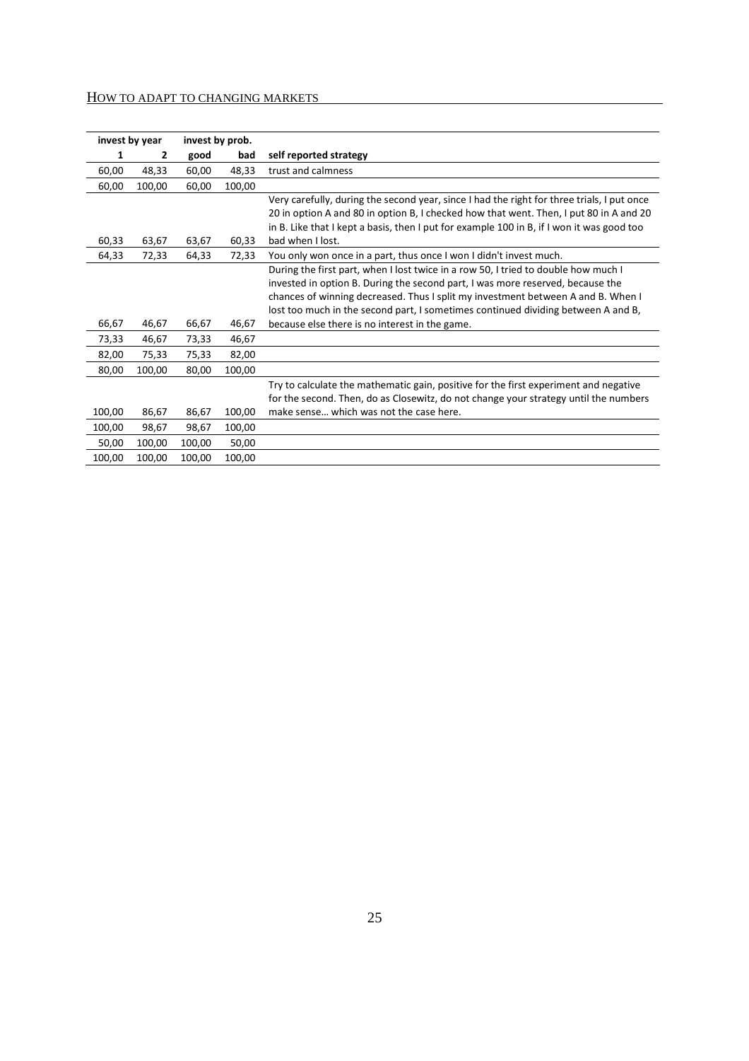| invest by year | | invest by prob. | | |
|---|---|---|---|---|
| 1 | 2 | good | bad | self reported strategy |
| 60,00 | 48,33 | 60,00 | 48,33 | trust and calmness |
| 60,00 | 100,00 | 60,00 | 100,00 | |
| 60,33 | 63,67 | 63,67 | 60,33 | Very carefully, during the second year, since I had the right for three trials, I put once 20 in option A and 80 in option B, I checked how that went. Then, I put 80 in A and 20 in B. Like that I kept a basis, then I put for example 100 in B, if I won it was good too bad when I lost. |
| 64,33 | 72,33 | 64,33 | 72,33 | You only won once in a part, thus once I won I didn't invest much. |
| 66,67 | 46,67 | 66,67 | 46,67 | During the first part, when I lost twice in a row 50, I tried to double how much I invested in option B. During the second part, I was more reserved, because the chances of winning decreased. Thus I split my investment between A and B. When I lost too much in the second part, I sometimes continued dividing between A and B, because else there is no interest in the game. |
| 73,33 | 46,67 | 73,33 | 46,67 | |
| 82,00 | 75,33 | 75,33 | 82,00 | |
| 80,00 | 100,00 | 80,00 | 100,00 | |
| 100,00 | 86,67 | 86,67 | 100,00 | Try to calculate the mathematic gain, positive for the first experiment and negative for the second. Then, do as Closewitz, do not change your strategy until the numbers make sense… which was not the case here. |
| 100,00 | 98,67 | 98,67 | 100,00 | |
| 50,00 | 100,00 | 100,00 | 50,00 | |
| 100,00 | 100,00 | 100,00 | 100,00 | |